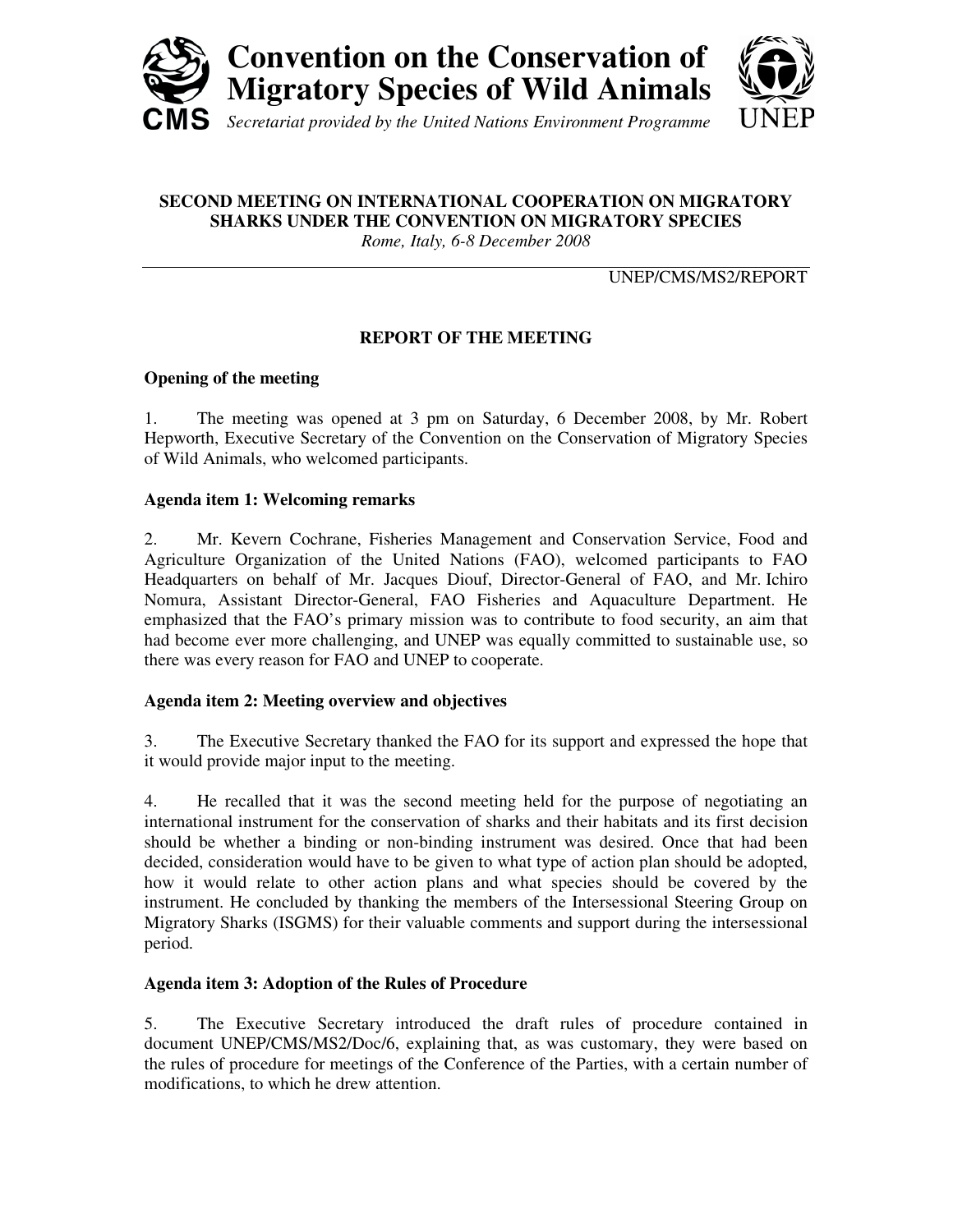# Convention on the Conservation of Migratory Species of Wild Animals

*Secretariat provided by the United Nations Environment Programme*

**SECOND MEETING ON INTERNATIONAL COOPERATION ON MIGRATORY SHARKS UNDER THE CONVENTION ON MIGRATORY SPECIES**

*Rome, Italy, 6-8 December 2008*

UNEP/CMS/MS2/REPORT

## REPORT OF THE MEETING

### Opening of the meeting

1. The meeting was opened at 3 pm on Saturday, 6 December 2008, by Mr. Robert Hepworth, Executive Secretary of the Convention on the Conservation of Migratory Species of Wild Animals, who welcomed participants.

### Agenda item 1: Welcoming remarks

2. Mr. Kevern Cochrane, Fisheries Management and Conservation Service, Food and Agriculture Organization of the United Nations (FAO), welcomed participants to FAO Headquarters on behalf of Mr. Jacques Diouf, Director-General of FAO, and Mr. Ichiro Nomura, Assistant Director-General, FAO Fisheries and Aquaculture Department. He emphasized that the FAO's primary mission was to contribute to food security, an aim that had become ever more challenging, and UNEP was equally committed to sustainable use, so there was every reason for FAO and UNEP to cooperate.

### Agenda item 2: Meeting overview and objectives

3. The Executive Secretary thanked the FAO for its support and expressed the hope that it would provide major input to the meeting.

4. He recalled that it was the second meeting held for the purpose of negotiating an international instrument for the conservation of sharks and their habitats and its first decision should be whether a binding or non-binding instrument was desired. Once that had been decided, consideration would have to be given to what type of action plan should be adopted, how it would relate to other action plans and what species should be covered by the instrument. He concluded by thanking the members of the Intersessional Steering Group on Migratory Sharks (ISGMS) for their valuable comments and support during the intersessional period.

### Agenda item 3: Adoption of the Rules of Procedure

5. The Executive Secretary introduced the draft rules of procedure contained in document UNEP/CMS/MS2/Doc/6, explaining that, as was customary, they were based on the rules of procedure for meetings of the Conference of the Parties, with a certain number of modifications, to which he drew attention.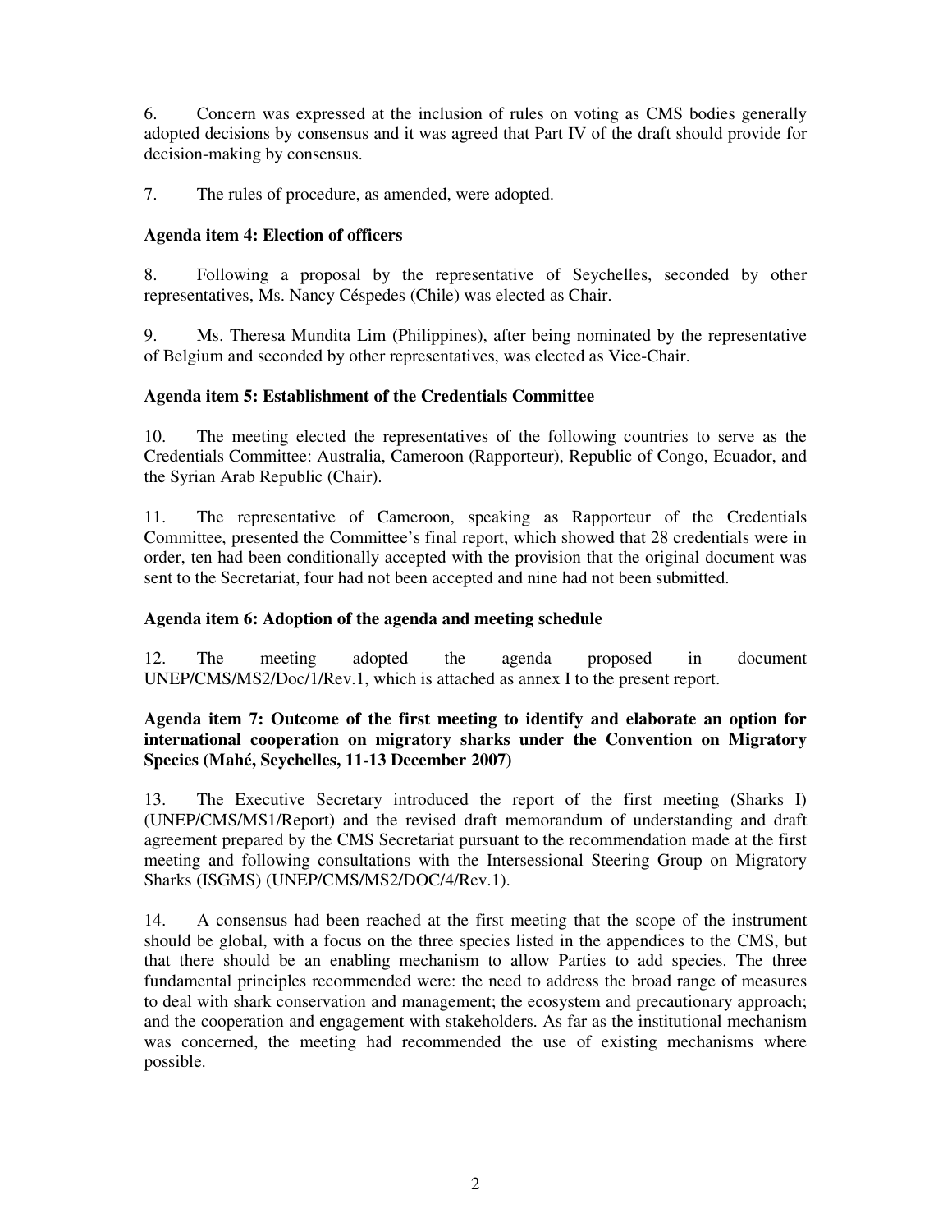6. Concern was expressed at the inclusion of rules on voting as CMS bodies generally adopted decisions by consensus and it was agreed that Part IV of the draft should provide for decision-making by consensus.

7. The rules of procedure, as amended, were adopted.

**Agenda item 4: Election of officers**

8. Following a proposal by the representative of Seychelles, seconded by other representatives, Ms. Nancy Céspedes (Chile) was elected as Chair.

9. Ms. Theresa Mundita Lim (Philippines), after being nominated by the representative of Belgium and seconded by other representatives, was elected as Vice-Chair.

**Agenda item 5: Establishment of the Credentials Committee**

10. The meeting elected the representatives of the following countries to serve as the Credentials Committee: Australia, Cameroon (Rapporteur), Republic of Congo, Ecuador, and the Syrian Arab Republic (Chair).

11. The representative of Cameroon, speaking as Rapporteur of the Credentials Committee, presented the Committee's final report, which showed that 28 credentials were in order, ten had been conditionally accepted with the provision that the original document was sent to the Secretariat, four had not been accepted and nine had not been submitted.

**Agenda item 6: Adoption of the agenda and meeting schedule**

12. The meeting adopted the agenda proposed in document UNEP/CMS/MS2/Doc/1/Rev.1, which is attached as annex I to the present report.

**Agenda item 7: Outcome of the first meeting to identify and elaborate an option for international cooperation on migratory sharks under the Convention on Migratory Species (Mahé, Seychelles, 11-13 December 2007)**

13. The Executive Secretary introduced the report of the first meeting (Sharks I) (UNEP/CMS/MS1/Report) and the revised draft memorandum of understanding and draft agreement prepared by the CMS Secretariat pursuant to the recommendation made at the first meeting and following consultations with the Intersessional Steering Group on Migratory Sharks (ISGMS) (UNEP/CMS/MS2/DOC/4/Rev.1).

14. A consensus had been reached at the first meeting that the scope of the instrument should be global, with a focus on the three species listed in the appendices to the CMS, but that there should be an enabling mechanism to allow Parties to add species. The three fundamental principles recommended were: the need to address the broad range of measures to deal with shark conservation and management; the ecosystem and precautionary approach; and the cooperation and engagement with stakeholders. As far as the institutional mechanism was concerned, the meeting had recommended the use of existing mechanisms where possible.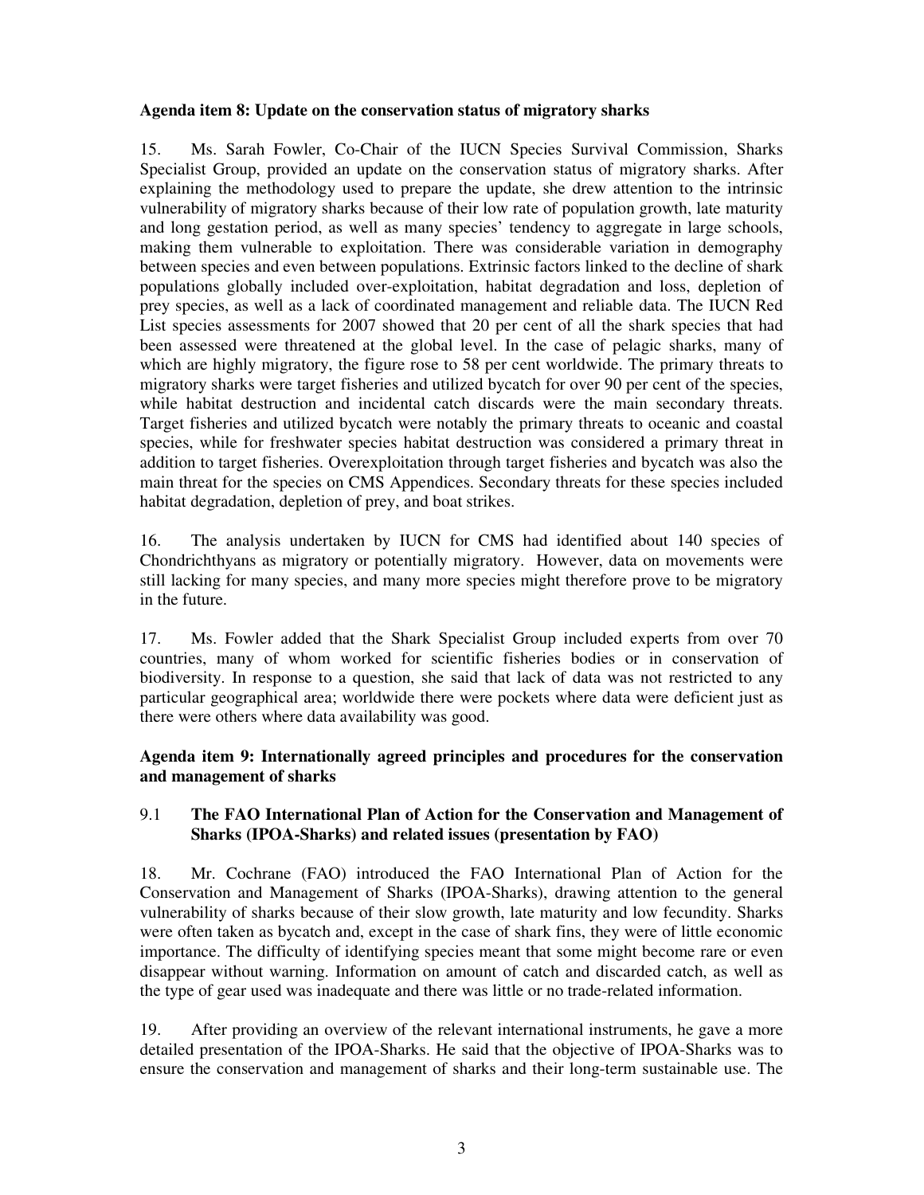**Agenda item 8: Update on the conservation status of migratory sharks**

15. Ms. Sarah Fowler, Co-Chair of the IUCN Species Survival Commission, Sharks Specialist Group, provided an update on the conservation status of migratory sharks. After explaining the methodology used to prepare the update, she drew attention to the intrinsic vulnerability of migratory sharks because of their low rate of population growth, late maturity and long gestation period, as well as many species' tendency to aggregate in large schools, making them vulnerable to exploitation. There was considerable variation in demography between species and even between populations. Extrinsic factors linked to the decline of shark populations globally included over-exploitation, habitat degradation and loss, depletion of prey species, as well as a lack of coordinated management and reliable data. The IUCN Red List species assessments for 2007 showed that 20 per cent of all the shark species that had been assessed were threatened at the global level. In the case of pelagic sharks, many of which are highly migratory, the figure rose to 58 per cent worldwide. The primary threats to migratory sharks were target fisheries and utilized bycatch for over 90 per cent of the species, while habitat destruction and incidental catch discards were the main secondary threats. Target fisheries and utilized bycatch were notably the primary threats to oceanic and coastal species, while for freshwater species habitat destruction was considered a primary threat in addition to target fisheries. Overexploitation through target fisheries and bycatch was also the main threat for the species on CMS Appendices. Secondary threats for these species included habitat degradation, depletion of prey, and boat strikes.

16. The analysis undertaken by IUCN for CMS had identified about 140 species of Chondrichthyans as migratory or potentially migratory. However, data on movements were still lacking for many species, and many more species might therefore prove to be migratory in the future.

17. Ms. Fowler added that the Shark Specialist Group included experts from over 70 countries, many of whom worked for scientific fisheries bodies or in conservation of biodiversity. In response to a question, she said that lack of data was not restricted to any particular geographical area; worldwide there were pockets where data were deficient just as there were others where data availability was good.

**Agenda item 9: Internationally agreed principles and procedures for the conservation and management of sharks**

9.1 **The FAO International Plan of Action for the Conservation and Management of Sharks (IPOA-Sharks) and related issues (presentation by FAO)**

18. Mr. Cochrane (FAO) introduced the FAO International Plan of Action for the Conservation and Management of Sharks (IPOA-Sharks), drawing attention to the general vulnerability of sharks because of their slow growth, late maturity and low fecundity. Sharks were often taken as bycatch and, except in the case of shark fins, they were of little economic importance. The difficulty of identifying species meant that some might become rare or even disappear without warning. Information on amount of catch and discarded catch, as well as the type of gear used was inadequate and there was little or no trade-related information.

19. After providing an overview of the relevant international instruments, he gave a more detailed presentation of the IPOA-Sharks. He said that the objective of IPOA-Sharks was to ensure the conservation and management of sharks and their long-term sustainable use. The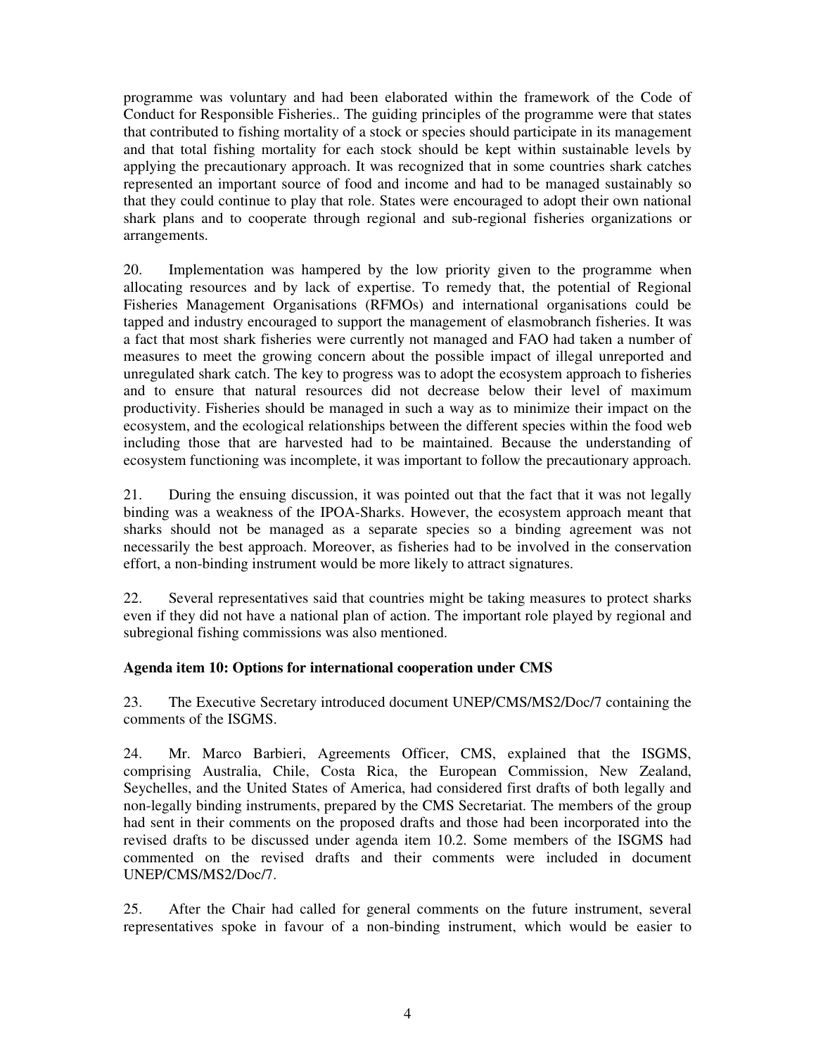programme was voluntary and had been elaborated within the framework of the Code of Conduct for Responsible Fisheries.. The guiding principles of the programme were that states that contributed to fishing mortality of a stock or species should participate in its management and that total fishing mortality for each stock should be kept within sustainable levels by applying the precautionary approach. It was recognized that in some countries shark catches represented an important source of food and income and had to be managed sustainably so that they could continue to play that role. States were encouraged to adopt their own national shark plans and to cooperate through regional and sub-regional fisheries organizations or arrangements.

20. Implementation was hampered by the low priority given to the programme when allocating resources and by lack of expertise. To remedy that, the potential of Regional Fisheries Management Organisations (RFMOs) and international organisations could be tapped and industry encouraged to support the management of elasmobranch fisheries. It was a fact that most shark fisheries were currently not managed and FAO had taken a number of measures to meet the growing concern about the possible impact of illegal unreported and unregulated shark catch. The key to progress was to adopt the ecosystem approach to fisheries and to ensure that natural resources did not decrease below their level of maximum productivity. Fisheries should be managed in such a way as to minimize their impact on the ecosystem, and the ecological relationships between the different species within the food web including those that are harvested had to be maintained. Because the understanding of ecosystem functioning was incomplete, it was important to follow the precautionary approach.

21. During the ensuing discussion, it was pointed out that the fact that it was not legally binding was a weakness of the IPOA-Sharks. However, the ecosystem approach meant that sharks should not be managed as a separate species so a binding agreement was not necessarily the best approach. Moreover, as fisheries had to be involved in the conservation effort, a non-binding instrument would be more likely to attract signatures.

22. Several representatives said that countries might be taking measures to protect sharks even if they did not have a national plan of action. The important role played by regional and subregional fishing commissions was also mentioned.

**Agenda item 10: Options for international cooperation under CMS**

23. The Executive Secretary introduced document UNEP/CMS/MS2/Doc/7 containing the comments of the ISGMS.

24. Mr. Marco Barbieri, Agreements Officer, CMS, explained that the ISGMS, comprising Australia, Chile, Costa Rica, the European Commission, New Zealand, Seychelles, and the United States of America, had considered first drafts of both legally and non-legally binding instruments, prepared by the CMS Secretariat. The members of the group had sent in their comments on the proposed drafts and those had been incorporated into the revised drafts to be discussed under agenda item 10.2. Some members of the ISGMS had commented on the revised drafts and their comments were included in document UNEP/CMS/MS2/Doc/7.

25. After the Chair had called for general comments on the future instrument, several representatives spoke in favour of a non-binding instrument, which would be easier to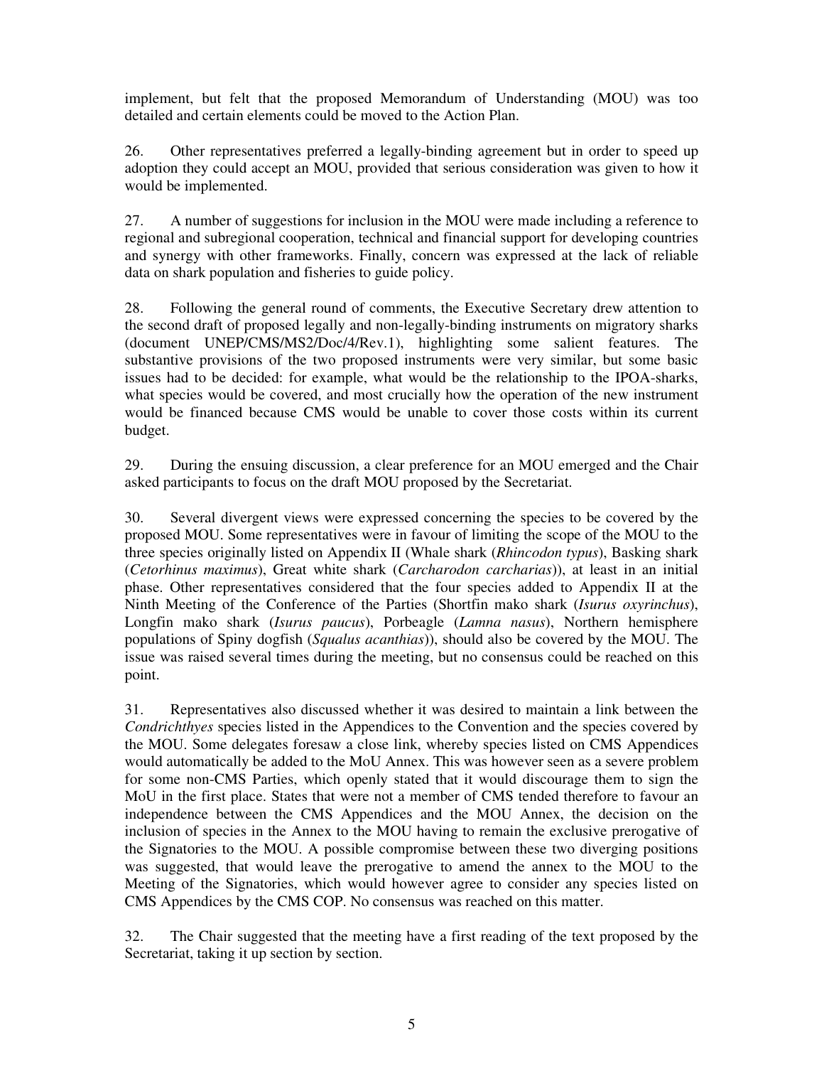implement, but felt that the proposed Memorandum of Understanding (MOU) was too detailed and certain elements could be moved to the Action Plan.

26. Other representatives preferred a legally-binding agreement but in order to speed up adoption they could accept an MOU, provided that serious consideration was given to how it would be implemented.

27. A number of suggestions for inclusion in the MOU were made including a reference to regional and subregional cooperation, technical and financial support for developing countries and synergy with other frameworks. Finally, concern was expressed at the lack of reliable data on shark population and fisheries to guide policy.

28. Following the general round of comments, the Executive Secretary drew attention to the second draft of proposed legally and non-legally-binding instruments on migratory sharks (document UNEP/CMS/MS2/Doc/4/Rev.1), highlighting some salient features. The substantive provisions of the two proposed instruments were very similar, but some basic issues had to be decided: for example, what would be the relationship to the IPOA-sharks, what species would be covered, and most crucially how the operation of the new instrument would be financed because CMS would be unable to cover those costs within its current budget.

29. During the ensuing discussion, a clear preference for an MOU emerged and the Chair asked participants to focus on the draft MOU proposed by the Secretariat.

30. Several divergent views were expressed concerning the species to be covered by the proposed MOU. Some representatives were in favour of limiting the scope of the MOU to the three species originally listed on Appendix II (Whale shark (*Rhincodon typus*), Basking shark (*Cetorhinus maximus*), Great white shark (*Carcharodon carcharias*)), at least in an initial phase. Other representatives considered that the four species added to Appendix II at the Ninth Meeting of the Conference of the Parties (Shortfin mako shark (*Isurus oxyrinchus*), Longfin mako shark (*Isurus paucus*), Porbeagle (*Lamna nasus*), Northern hemisphere populations of Spiny dogfish (*Squalus acanthias*)), should also be covered by the MOU. The issue was raised several times during the meeting, but no consensus could be reached on this point.

31. Representatives also discussed whether it was desired to maintain a link between the *Condrichthyes* species listed in the Appendices to the Convention and the species covered by the MOU. Some delegates foresaw a close link, whereby species listed on CMS Appendices would automatically be added to the MoU Annex. This was however seen as a severe problem for some non-CMS Parties, which openly stated that it would discourage them to sign the MoU in the first place. States that were not a member of CMS tended therefore to favour an independence between the CMS Appendices and the MOU Annex, the decision on the inclusion of species in the Annex to the MOU having to remain the exclusive prerogative of the Signatories to the MOU. A possible compromise between these two diverging positions was suggested, that would leave the prerogative to amend the annex to the MOU to the Meeting of the Signatories, which would however agree to consider any species listed on CMS Appendices by the CMS COP. No consensus was reached on this matter.

32. The Chair suggested that the meeting have a first reading of the text proposed by the Secretariat, taking it up section by section.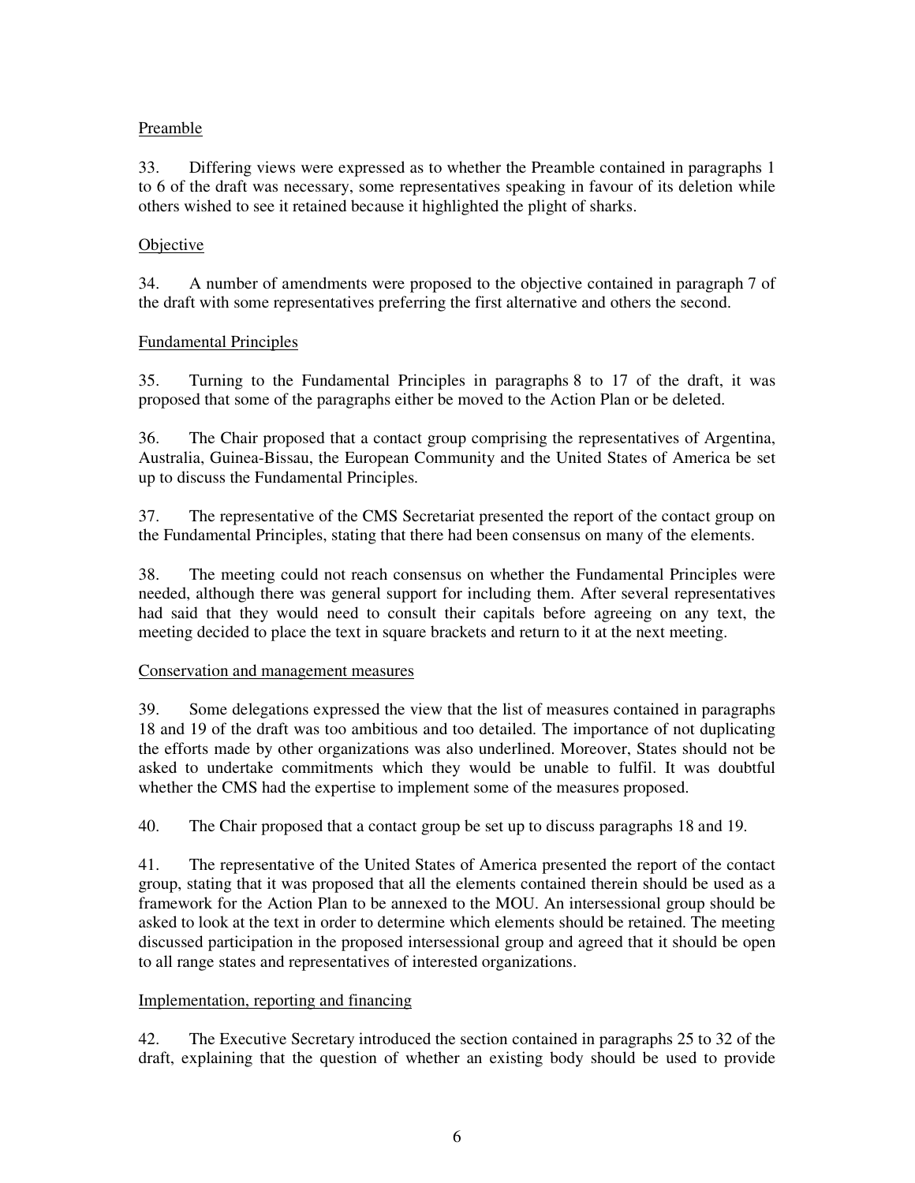Preamble

33. Differing views were expressed as to whether the Preamble contained in paragraphs 1 to 6 of the draft was necessary, some representatives speaking in favour of its deletion while others wished to see it retained because it highlighted the plight of sharks.

Objective

34. A number of amendments were proposed to the objective contained in paragraph 7 of the draft with some representatives preferring the first alternative and others the second.

Fundamental Principles

35. Turning to the Fundamental Principles in paragraphs 8 to 17 of the draft, it was proposed that some of the paragraphs either be moved to the Action Plan or be deleted.

36. The Chair proposed that a contact group comprising the representatives of Argentina, Australia, Guinea-Bissau, the European Community and the United States of America be set up to discuss the Fundamental Principles.

37. The representative of the CMS Secretariat presented the report of the contact group on the Fundamental Principles, stating that there had been consensus on many of the elements.

38. The meeting could not reach consensus on whether the Fundamental Principles were needed, although there was general support for including them. After several representatives had said that they would need to consult their capitals before agreeing on any text, the meeting decided to place the text in square brackets and return to it at the next meeting.

Conservation and management measures

39. Some delegations expressed the view that the list of measures contained in paragraphs 18 and 19 of the draft was too ambitious and too detailed. The importance of not duplicating the efforts made by other organizations was also underlined. Moreover, States should not be asked to undertake commitments which they would be unable to fulfil. It was doubtful whether the CMS had the expertise to implement some of the measures proposed.

40. The Chair proposed that a contact group be set up to discuss paragraphs 18 and 19.

41. The representative of the United States of America presented the report of the contact group, stating that it was proposed that all the elements contained therein should be used as a framework for the Action Plan to be annexed to the MOU. An intersessional group should be asked to look at the text in order to determine which elements should be retained. The meeting discussed participation in the proposed intersessional group and agreed that it should be open to all range states and representatives of interested organizations.

Implementation, reporting and financing

42. The Executive Secretary introduced the section contained in paragraphs 25 to 32 of the draft, explaining that the question of whether an existing body should be used to provide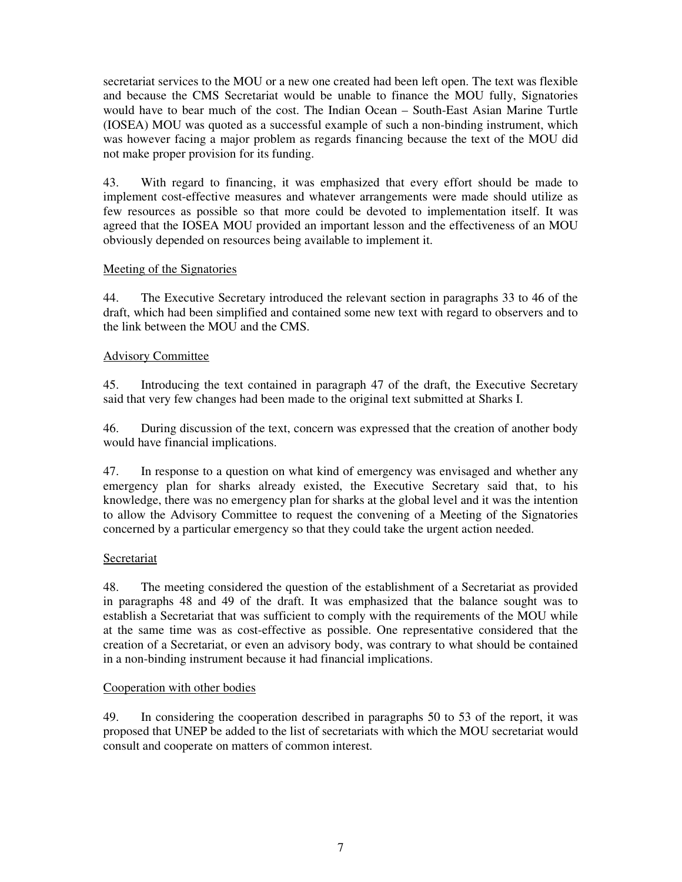secretariat services to the MOU or a new one created had been left open. The text was flexible and because the CMS Secretariat would be unable to finance the MOU fully, Signatories would have to bear much of the cost. The Indian Ocean – South-East Asian Marine Turtle (IOSEA) MOU was quoted as a successful example of such a non-binding instrument, which was however facing a major problem as regards financing because the text of the MOU did not make proper provision for its funding.

43. With regard to financing, it was emphasized that every effort should be made to implement cost-effective measures and whatever arrangements were made should utilize as few resources as possible so that more could be devoted to implementation itself. It was agreed that the IOSEA MOU provided an important lesson and the effectiveness of an MOU obviously depended on resources being available to implement it.

Meeting of the Signatories

44. The Executive Secretary introduced the relevant section in paragraphs 33 to 46 of the draft, which had been simplified and contained some new text with regard to observers and to the link between the MOU and the CMS.

Advisory Committee

45. Introducing the text contained in paragraph 47 of the draft, the Executive Secretary said that very few changes had been made to the original text submitted at Sharks I.

46. During discussion of the text, concern was expressed that the creation of another body would have financial implications.

47. In response to a question on what kind of emergency was envisaged and whether any emergency plan for sharks already existed, the Executive Secretary said that, to his knowledge, there was no emergency plan for sharks at the global level and it was the intention to allow the Advisory Committee to request the convening of a Meeting of the Signatories concerned by a particular emergency so that they could take the urgent action needed.

Secretariat

48. The meeting considered the question of the establishment of a Secretariat as provided in paragraphs 48 and 49 of the draft. It was emphasized that the balance sought was to establish a Secretariat that was sufficient to comply with the requirements of the MOU while at the same time was as cost-effective as possible. One representative considered that the creation of a Secretariat, or even an advisory body, was contrary to what should be contained in a non-binding instrument because it had financial implications.

Cooperation with other bodies

49. In considering the cooperation described in paragraphs 50 to 53 of the report, it was proposed that UNEP be added to the list of secretariats with which the MOU secretariat would consult and cooperate on matters of common interest.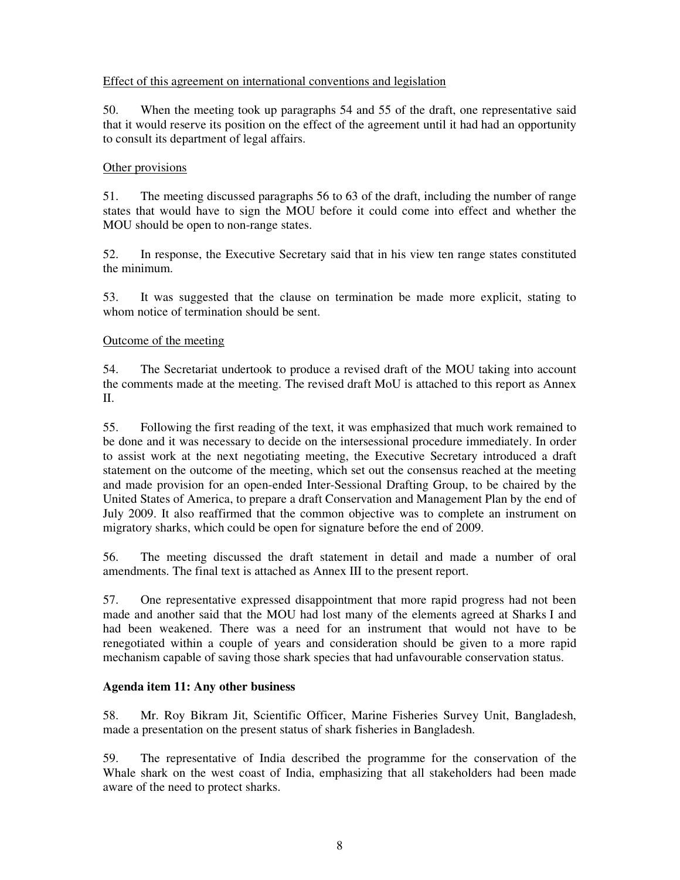Effect of this agreement on international conventions and legislation

50. When the meeting took up paragraphs 54 and 55 of the draft, one representative said that it would reserve its position on the effect of the agreement until it had had an opportunity to consult its department of legal affairs.

Other provisions

51. The meeting discussed paragraphs 56 to 63 of the draft, including the number of range states that would have to sign the MOU before it could come into effect and whether the MOU should be open to non-range states.

52. In response, the Executive Secretary said that in his view ten range states constituted the minimum.

53. It was suggested that the clause on termination be made more explicit, stating to whom notice of termination should be sent.

Outcome of the meeting

54. The Secretariat undertook to produce a revised draft of the MOU taking into account the comments made at the meeting. The revised draft MoU is attached to this report as Annex II.

55. Following the first reading of the text, it was emphasized that much work remained to be done and it was necessary to decide on the intersessional procedure immediately. In order to assist work at the next negotiating meeting, the Executive Secretary introduced a draft statement on the outcome of the meeting, which set out the consensus reached at the meeting and made provision for an open-ended Inter-Sessional Drafting Group, to be chaired by the United States of America, to prepare a draft Conservation and Management Plan by the end of July 2009. It also reaffirmed that the common objective was to complete an instrument on migratory sharks, which could be open for signature before the end of 2009.

56. The meeting discussed the draft statement in detail and made a number of oral amendments. The final text is attached as Annex III to the present report.

57. One representative expressed disappointment that more rapid progress had not been made and another said that the MOU had lost many of the elements agreed at Sharks I and had been weakened. There was a need for an instrument that would not have to be renegotiated within a couple of years and consideration should be given to a more rapid mechanism capable of saving those shark species that had unfavourable conservation status.

**Agenda item 11: Any other business**

58. Mr. Roy Bikram Jit, Scientific Officer, Marine Fisheries Survey Unit, Bangladesh, made a presentation on the present status of shark fisheries in Bangladesh.

59. The representative of India described the programme for the conservation of the Whale shark on the west coast of India, emphasizing that all stakeholders had been made aware of the need to protect sharks.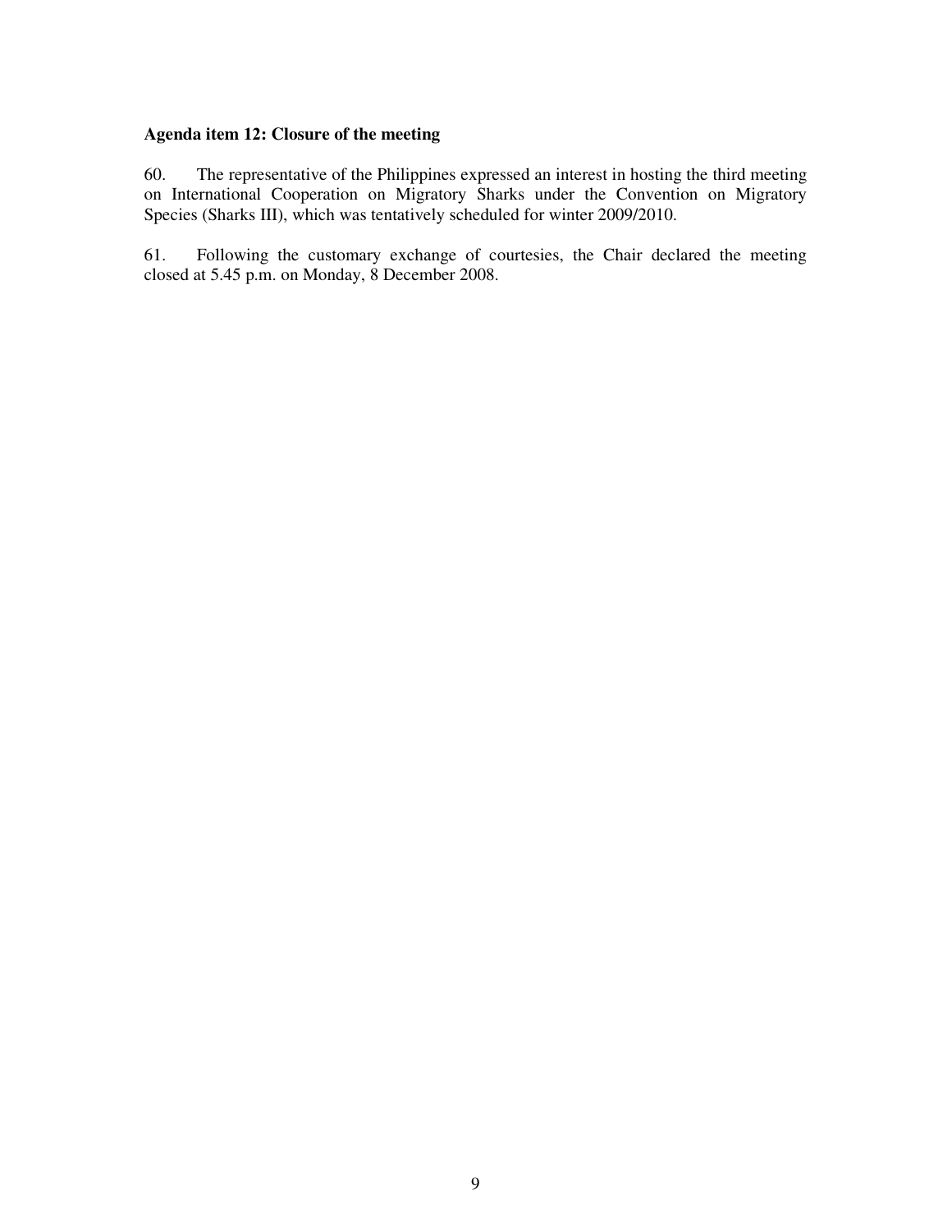**Agenda item 12: Closure of the meeting**

60. The representative of the Philippines expressed an interest in hosting the third meeting on International Cooperation on Migratory Sharks under the Convention on Migratory Species (Sharks III), which was tentatively scheduled for winter 2009/2010.

61. Following the customary exchange of courtesies, the Chair declared the meeting closed at 5.45 p.m. on Monday, 8 December 2008.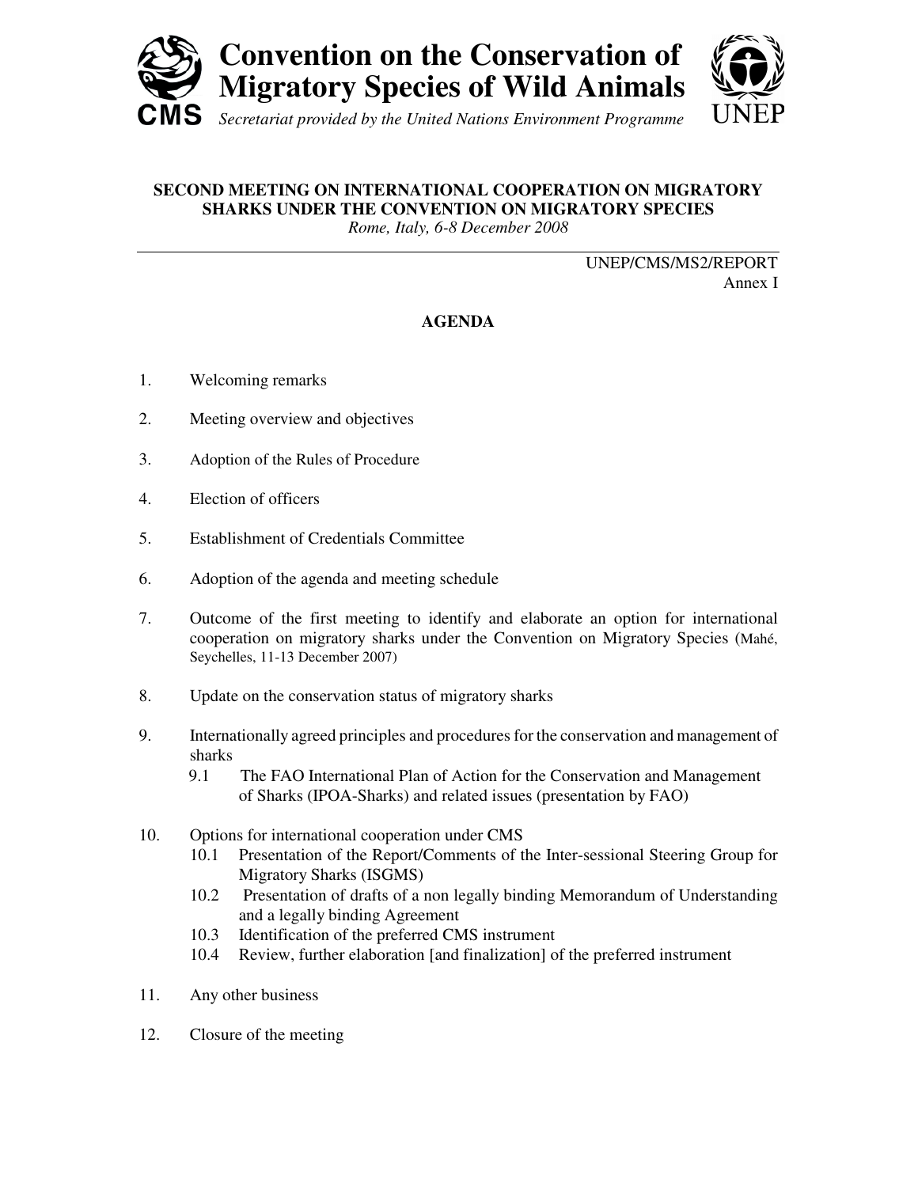# Convention on the Conservation of Migratory Species of Wild Animals

*Secretariat provided by the United Nations Environment Programme*

**SECOND MEETING ON INTERNATIONAL COOPERATION ON MIGRATORY SHARKS UNDER THE CONVENTION ON MIGRATORY SPECIES**
*Rome, Italy, 6-8 December 2008*

UNEP/CMS/MS2/REPORT
Annex I

## AGENDA

1. Welcoming remarks

2. Meeting overview and objectives

3. Adoption of the Rules of Procedure

4. Election of officers

5. Establishment of Credentials Committee

6. Adoption of the agenda and meeting schedule

7. Outcome of the first meeting to identify and elaborate an option for international cooperation on migratory sharks under the Convention on Migratory Species (Mahé, Seychelles, 11-13 December 2007)

8. Update on the conservation status of migratory sharks

9. Internationally agreed principles and procedures for the conservation and management of sharks
   - 9.1 The FAO International Plan of Action for the Conservation and Management of Sharks (IPOA-Sharks) and related issues (presentation by FAO)

10. Options for international cooperation under CMS
    - 10.1 Presentation of the Report/Comments of the Inter-sessional Steering Group for Migratory Sharks (ISGMS)
    - 10.2 Presentation of drafts of a non legally binding Memorandum of Understanding and a legally binding Agreement
    - 10.3 Identification of the preferred CMS instrument
    - 10.4 Review, further elaboration [and finalization] of the preferred instrument

11. Any other business

12. Closure of the meeting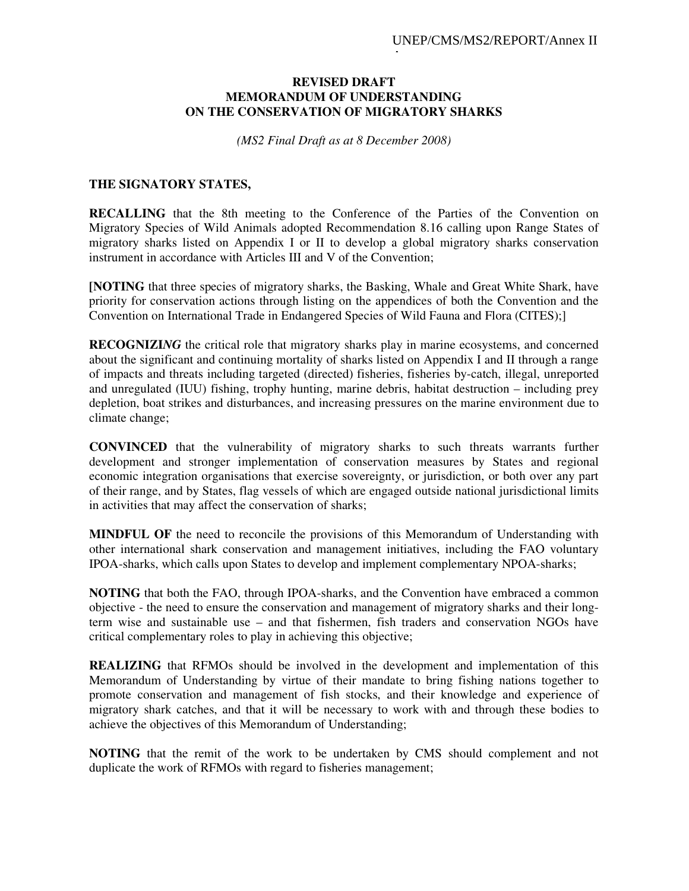**REVISED DRAFT**
**MEMORANDUM OF UNDERSTANDING**
**ON THE CONSERVATION OF MIGRATORY SHARKS**

*(MS2 Final Draft as at 8 December 2008)*

**THE SIGNATORY STATES,**

**RECALLING** that the 8th meeting to the Conference of the Parties of the Convention on Migratory Species of Wild Animals adopted Recommendation 8.16 calling upon Range States of migratory sharks listed on Appendix I or II to develop a global migratory sharks conservation instrument in accordance with Articles III and V of the Convention;

**[NOTING** that three species of migratory sharks, the Basking, Whale and Great White Shark, have priority for conservation actions through listing on the appendices of both the Convention and the Convention on International Trade in Endangered Species of Wild Fauna and Flora (CITES);]

**RECOGNIZI*NG*** the critical role that migratory sharks play in marine ecosystems, and concerned about the significant and continuing mortality of sharks listed on Appendix I and II through a range of impacts and threats including targeted (directed) fisheries, fisheries by-catch, illegal, unreported and unregulated (IUU) fishing, trophy hunting, marine debris, habitat destruction – including prey depletion, boat strikes and disturbances, and increasing pressures on the marine environment due to climate change;

**CONVINCED** that the vulnerability of migratory sharks to such threats warrants further development and stronger implementation of conservation measures by States and regional economic integration organisations that exercise sovereignty, or jurisdiction, or both over any part of their range, and by States, flag vessels of which are engaged outside national jurisdictional limits in activities that may affect the conservation of sharks;

**MINDFUL OF** the need to reconcile the provisions of this Memorandum of Understanding with other international shark conservation and management initiatives, including the FAO voluntary IPOA-sharks, which calls upon States to develop and implement complementary NPOA-sharks;

**NOTING** that both the FAO, through IPOA-sharks, and the Convention have embraced a common objective - the need to ensure the conservation and management of migratory sharks and their long-term wise and sustainable use – and that fishermen, fish traders and conservation NGOs have critical complementary roles to play in achieving this objective;

**REALIZING** that RFMOs should be involved in the development and implementation of this Memorandum of Understanding by virtue of their mandate to bring fishing nations together to promote conservation and management of fish stocks, and their knowledge and experience of migratory shark catches, and that it will be necessary to work with and through these bodies to achieve the objectives of this Memorandum of Understanding;

**NOTING** that the remit of the work to be undertaken by CMS should complement and not duplicate the work of RFMOs with regard to fisheries management;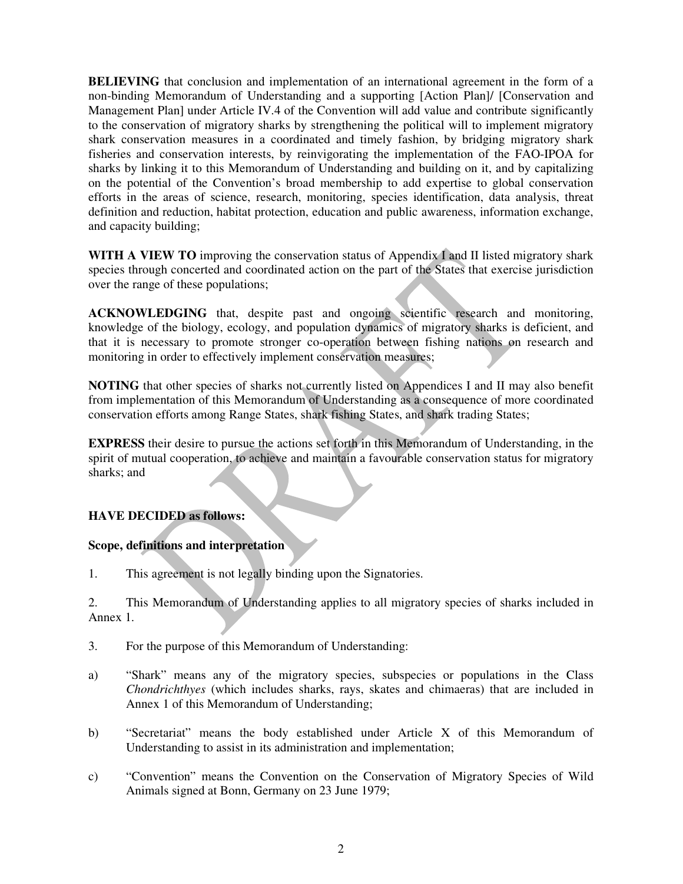**BELIEVING** that conclusion and implementation of an international agreement in the form of a non-binding Memorandum of Understanding and a supporting [Action Plan]/ [Conservation and Management Plan] under Article IV.4 of the Convention will add value and contribute significantly to the conservation of migratory sharks by strengthening the political will to implement migratory shark conservation measures in a coordinated and timely fashion, by bridging migratory shark fisheries and conservation interests, by reinvigorating the implementation of the FAO-IPOA for sharks by linking it to this Memorandum of Understanding and building on it, and by capitalizing on the potential of the Convention's broad membership to add expertise to global conservation efforts in the areas of science, research, monitoring, species identification, data analysis, threat definition and reduction, habitat protection, education and public awareness, information exchange, and capacity building;

**WITH A VIEW TO** improving the conservation status of Appendix I and II listed migratory shark species through concerted and coordinated action on the part of the States that exercise jurisdiction over the range of these populations;

**ACKNOWLEDGING** that, despite past and ongoing scientific research and monitoring, knowledge of the biology, ecology, and population dynamics of migratory sharks is deficient, and that it is necessary to promote stronger co-operation between fishing nations on research and monitoring in order to effectively implement conservation measures;

**NOTING** that other species of sharks not currently listed on Appendices I and II may also benefit from implementation of this Memorandum of Understanding as a consequence of more coordinated conservation efforts among Range States, shark fishing States, and shark trading States;

**EXPRESS** their desire to pursue the actions set forth in this Memorandum of Understanding, in the spirit of mutual cooperation, to achieve and maintain a favourable conservation status for migratory sharks; and

**HAVE DECIDED as follows:**

**Scope, definitions and interpretation**

1. This agreement is not legally binding upon the Signatories.

2. This Memorandum of Understanding applies to all migratory species of sharks included in Annex 1.

3. For the purpose of this Memorandum of Understanding:

a) "Shark" means any of the migratory species, subspecies or populations in the Class *Chondrichthyes* (which includes sharks, rays, skates and chimaeras) that are included in Annex 1 of this Memorandum of Understanding;

b) "Secretariat" means the body established under Article X of this Memorandum of Understanding to assist in its administration and implementation;

c) "Convention" means the Convention on the Conservation of Migratory Species of Wild Animals signed at Bonn, Germany on 23 June 1979;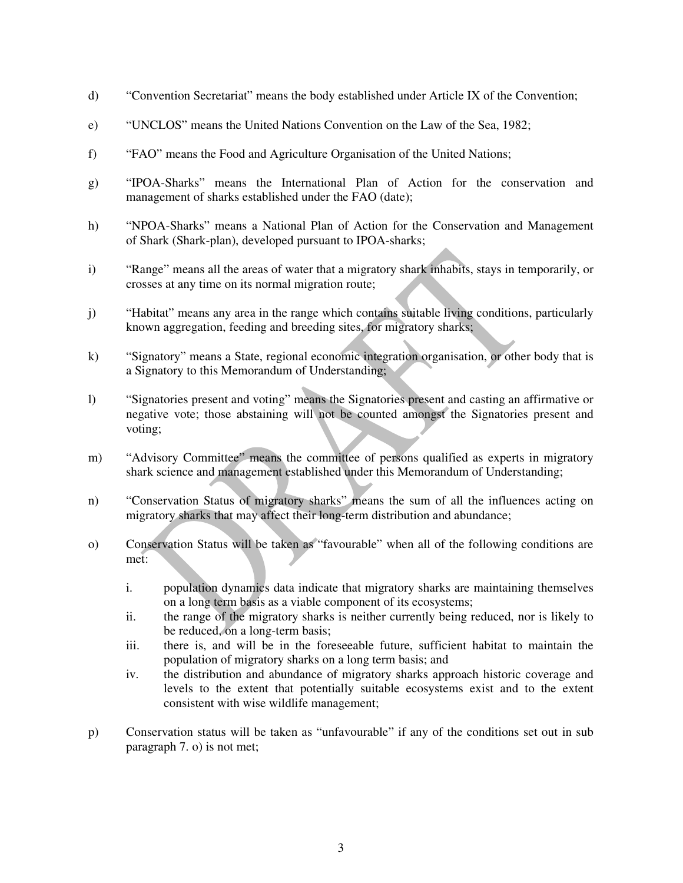d) "Convention Secretariat" means the body established under Article IX of the Convention;

e) "UNCLOS" means the United Nations Convention on the Law of the Sea, 1982;

f) "FAO" means the Food and Agriculture Organisation of the United Nations;

g) "IPOA-Sharks" means the International Plan of Action for the conservation and management of sharks established under the FAO (date);

h) "NPOA-Sharks" means a National Plan of Action for the Conservation and Management of Shark (Shark-plan), developed pursuant to IPOA-sharks;

i) "Range" means all the areas of water that a migratory shark inhabits, stays in temporarily, or crosses at any time on its normal migration route;

j) "Habitat" means any area in the range which contains suitable living conditions, particularly known aggregation, feeding and breeding sites, for migratory sharks;

k) "Signatory" means a State, regional economic integration organisation, or other body that is a Signatory to this Memorandum of Understanding;

l) "Signatories present and voting" means the Signatories present and casting an affirmative or negative vote; those abstaining will not be counted amongst the Signatories present and voting;

m) "Advisory Committee" means the committee of persons qualified as experts in migratory shark science and management established under this Memorandum of Understanding;

n) "Conservation Status of migratory sharks" means the sum of all the influences acting on migratory sharks that may affect their long-term distribution and abundance;

o) Conservation Status will be taken as "favourable" when all of the following conditions are met:

   i. population dynamics data indicate that migratory sharks are maintaining themselves on a long term basis as a viable component of its ecosystems;
   ii. the range of the migratory sharks is neither currently being reduced, nor is likely to be reduced, on a long-term basis;
   iii. there is, and will be in the foreseeable future, sufficient habitat to maintain the population of migratory sharks on a long term basis; and
   iv. the distribution and abundance of migratory sharks approach historic coverage and levels to the extent that potentially suitable ecosystems exist and to the extent consistent with wise wildlife management;

p) Conservation status will be taken as "unfavourable" if any of the conditions set out in sub paragraph 7. o) is not met;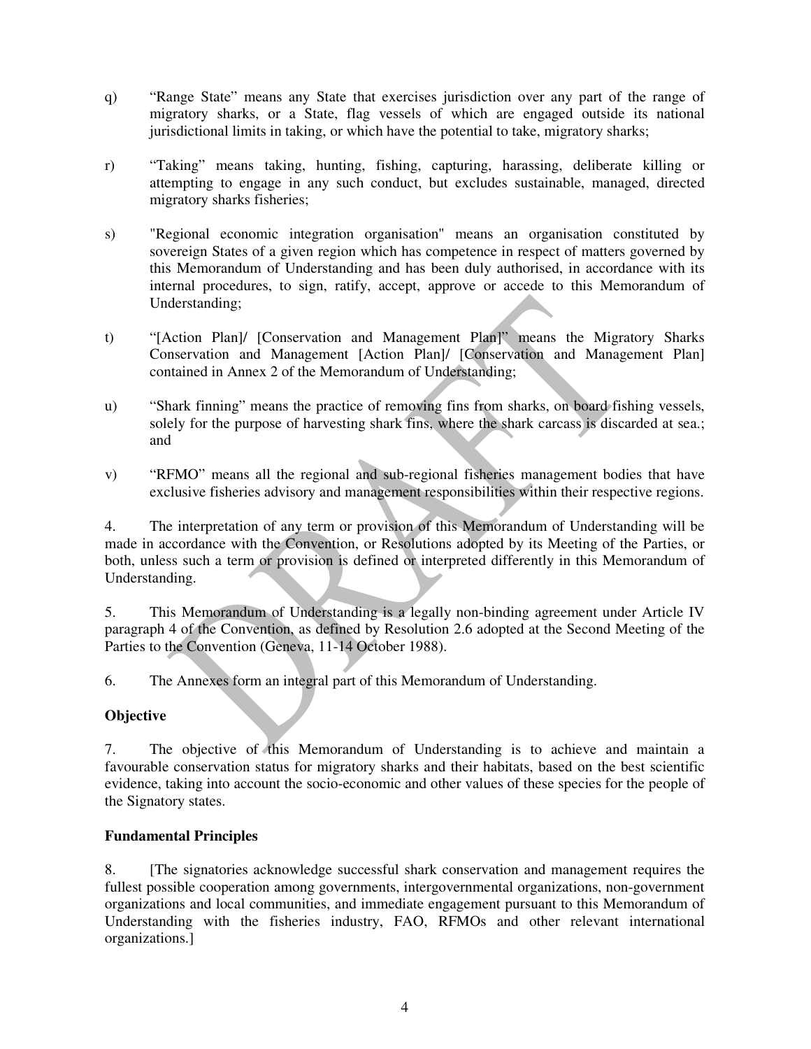q) "Range State" means any State that exercises jurisdiction over any part of the range of migratory sharks, or a State, flag vessels of which are engaged outside its national jurisdictional limits in taking, or which have the potential to take, migratory sharks;

r) "Taking" means taking, hunting, fishing, capturing, harassing, deliberate killing or attempting to engage in any such conduct, but excludes sustainable, managed, directed migratory sharks fisheries;

s) "Regional economic integration organisation" means an organisation constituted by sovereign States of a given region which has competence in respect of matters governed by this Memorandum of Understanding and has been duly authorised, in accordance with its internal procedures, to sign, ratify, accept, approve or accede to this Memorandum of Understanding;

t) "[Action Plan]/ [Conservation and Management Plan]" means the Migratory Sharks Conservation and Management [Action Plan]/ [Conservation and Management Plan] contained in Annex 2 of the Memorandum of Understanding;

u) "Shark finning" means the practice of removing fins from sharks, on board fishing vessels, solely for the purpose of harvesting shark fins, where the shark carcass is discarded at sea.; and

v) "RFMO" means all the regional and sub-regional fisheries management bodies that have exclusive fisheries advisory and management responsibilities within their respective regions.

4. The interpretation of any term or provision of this Memorandum of Understanding will be made in accordance with the Convention, or Resolutions adopted by its Meeting of the Parties, or both, unless such a term or provision is defined or interpreted differently in this Memorandum of Understanding.

5. This Memorandum of Understanding is a legally non-binding agreement under Article IV paragraph 4 of the Convention, as defined by Resolution 2.6 adopted at the Second Meeting of the Parties to the Convention (Geneva, 11-14 October 1988).

6. The Annexes form an integral part of this Memorandum of Understanding.

**Objective**

7. The objective of this Memorandum of Understanding is to achieve and maintain a favourable conservation status for migratory sharks and their habitats, based on the best scientific evidence, taking into account the socio-economic and other values of these species for the people of the Signatory states.

**Fundamental Principles**

8. [The signatories acknowledge successful shark conservation and management requires the fullest possible cooperation among governments, intergovernmental organizations, non-government organizations and local communities, and immediate engagement pursuant to this Memorandum of Understanding with the fisheries industry, FAO, RFMOs and other relevant international organizations.]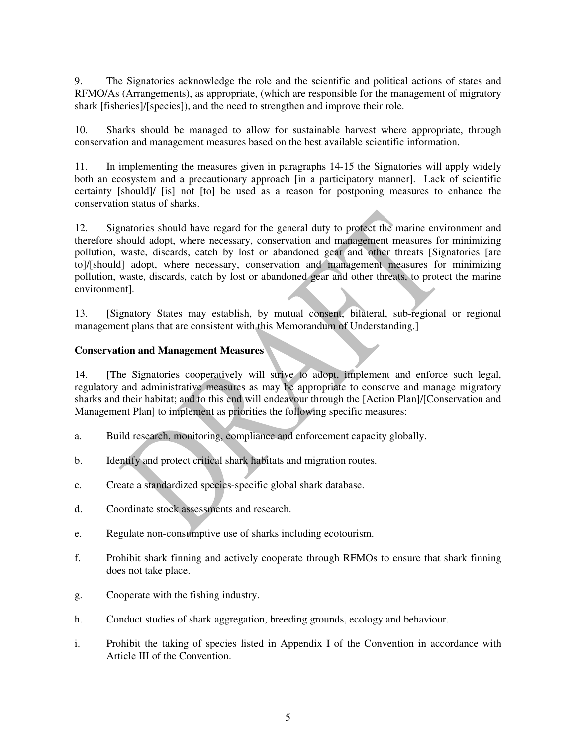9. The Signatories acknowledge the role and the scientific and political actions of states and RFMO/As (Arrangements), as appropriate, (which are responsible for the management of migratory shark [fisheries]/[species]), and the need to strengthen and improve their role.

10. Sharks should be managed to allow for sustainable harvest where appropriate, through conservation and management measures based on the best available scientific information.

11. In implementing the measures given in paragraphs 14-15 the Signatories will apply widely both an ecosystem and a precautionary approach [in a participatory manner]. Lack of scientific certainty [should]/ [is] not [to] be used as a reason for postponing measures to enhance the conservation status of sharks.

12. Signatories should have regard for the general duty to protect the marine environment and therefore should adopt, where necessary, conservation and management measures for minimizing pollution, waste, discards, catch by lost or abandoned gear and other threats [Signatories [are to]/[should] adopt, where necessary, conservation and management measures for minimizing pollution, waste, discards, catch by lost or abandoned gear and other threats, to protect the marine environment].

13. [Signatory States may establish, by mutual consent, bilateral, sub-regional or regional management plans that are consistent with this Memorandum of Understanding.]

**Conservation and Management Measures**

14. [The Signatories cooperatively will strive to adopt, implement and enforce such legal, regulatory and administrative measures as may be appropriate to conserve and manage migratory sharks and their habitat; and to this end will endeavour through the [Action Plan]/[Conservation and Management Plan] to implement as priorities the following specific measures:

a. Build research, monitoring, compliance and enforcement capacity globally.

b. Identify and protect critical shark habitats and migration routes.

c. Create a standardized species-specific global shark database.

d. Coordinate stock assessments and research.

e. Regulate non-consumptive use of sharks including ecotourism.

f. Prohibit shark finning and actively cooperate through RFMOs to ensure that shark finning does not take place.

g. Cooperate with the fishing industry.

h. Conduct studies of shark aggregation, breeding grounds, ecology and behaviour.

i. Prohibit the taking of species listed in Appendix I of the Convention in accordance with Article III of the Convention.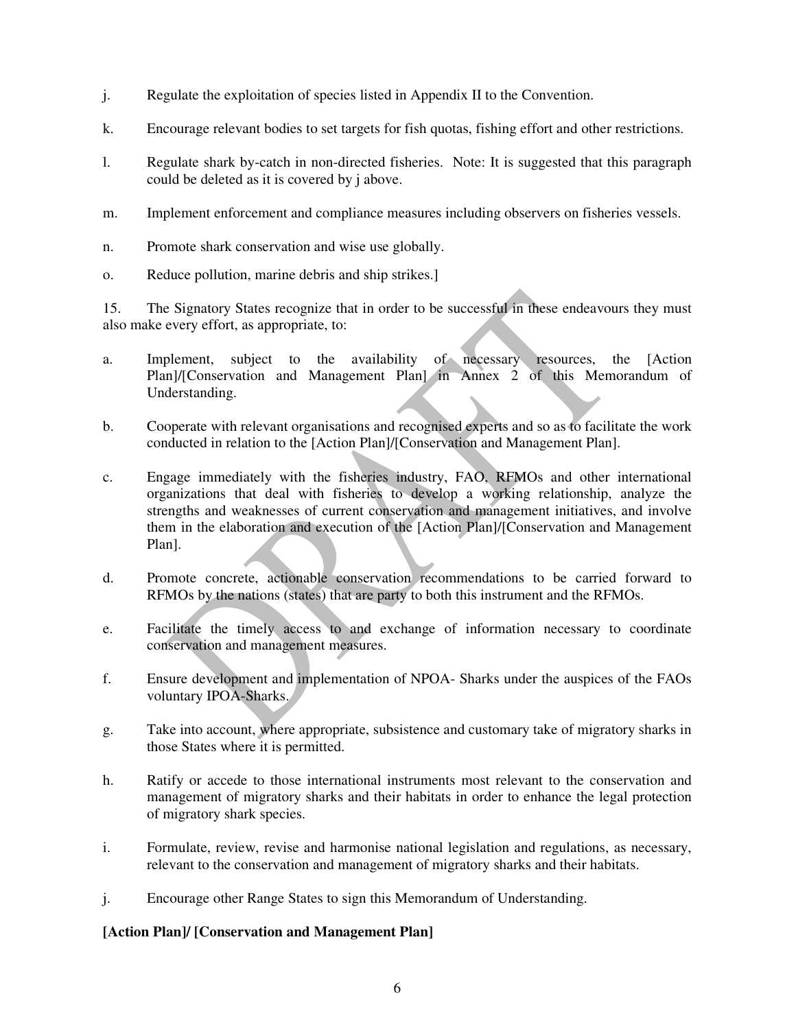j. Regulate the exploitation of species listed in Appendix II to the Convention.

k. Encourage relevant bodies to set targets for fish quotas, fishing effort and other restrictions.

l. Regulate shark by-catch in non-directed fisheries. Note: It is suggested that this paragraph could be deleted as it is covered by j above.

m. Implement enforcement and compliance measures including observers on fisheries vessels.

n. Promote shark conservation and wise use globally.

o. Reduce pollution, marine debris and ship strikes.]

15. The Signatory States recognize that in order to be successful in these endeavours they must also make every effort, as appropriate, to:

a. Implement, subject to the availability of necessary resources, the [Action Plan]/[Conservation and Management Plan] in Annex 2 of this Memorandum of Understanding.

b. Cooperate with relevant organisations and recognised experts and so as to facilitate the work conducted in relation to the [Action Plan]/[Conservation and Management Plan].

c. Engage immediately with the fisheries industry, FAO, RFMOs and other international organizations that deal with fisheries to develop a working relationship, analyze the strengths and weaknesses of current conservation and management initiatives, and involve them in the elaboration and execution of the [Action Plan]/[Conservation and Management Plan].

d. Promote concrete, actionable conservation recommendations to be carried forward to RFMOs by the nations (states) that are party to both this instrument and the RFMOs.

e. Facilitate the timely access to and exchange of information necessary to coordinate conservation and management measures.

f. Ensure development and implementation of NPOA- Sharks under the auspices of the FAOs voluntary IPOA-Sharks.

g. Take into account, where appropriate, subsistence and customary take of migratory sharks in those States where it is permitted.

h. Ratify or accede to those international instruments most relevant to the conservation and management of migratory sharks and their habitats in order to enhance the legal protection of migratory shark species.

i. Formulate, review, revise and harmonise national legislation and regulations, as necessary, relevant to the conservation and management of migratory sharks and their habitats.

j. Encourage other Range States to sign this Memorandum of Understanding.

**[Action Plan]/ [Conservation and Management Plan]**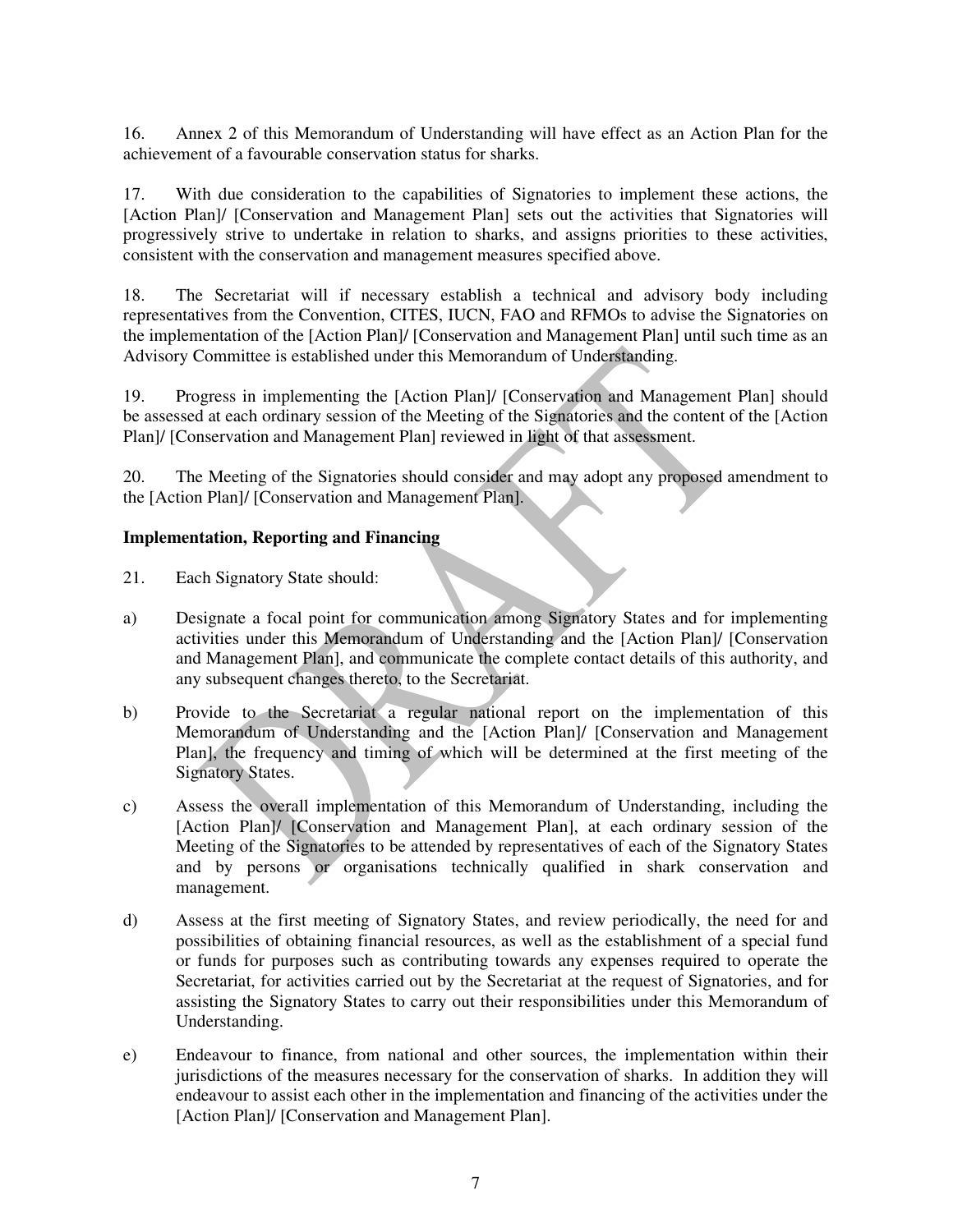16. Annex 2 of this Memorandum of Understanding will have effect as an Action Plan for the achievement of a favourable conservation status for sharks.

17. With due consideration to the capabilities of Signatories to implement these actions, the [Action Plan]/ [Conservation and Management Plan] sets out the activities that Signatories will progressively strive to undertake in relation to sharks, and assigns priorities to these activities, consistent with the conservation and management measures specified above.

18. The Secretariat will if necessary establish a technical and advisory body including representatives from the Convention, CITES, IUCN, FAO and RFMOs to advise the Signatories on the implementation of the [Action Plan]/ [Conservation and Management Plan] until such time as an Advisory Committee is established under this Memorandum of Understanding.

19. Progress in implementing the [Action Plan]/ [Conservation and Management Plan] should be assessed at each ordinary session of the Meeting of the Signatories and the content of the [Action Plan]/ [Conservation and Management Plan] reviewed in light of that assessment.

20. The Meeting of the Signatories should consider and may adopt any proposed amendment to the [Action Plan]/ [Conservation and Management Plan].

**Implementation, Reporting and Financing**

21. Each Signatory State should:

a) Designate a focal point for communication among Signatory States and for implementing activities under this Memorandum of Understanding and the [Action Plan]/ [Conservation and Management Plan], and communicate the complete contact details of this authority, and any subsequent changes thereto, to the Secretariat.

b) Provide to the Secretariat a regular national report on the implementation of this Memorandum of Understanding and the [Action Plan]/ [Conservation and Management Plan], the frequency and timing of which will be determined at the first meeting of the Signatory States.

c) Assess the overall implementation of this Memorandum of Understanding, including the [Action Plan]/ [Conservation and Management Plan], at each ordinary session of the Meeting of the Signatories to be attended by representatives of each of the Signatory States and by persons or organisations technically qualified in shark conservation and management.

d) Assess at the first meeting of Signatory States, and review periodically, the need for and possibilities of obtaining financial resources, as well as the establishment of a special fund or funds for purposes such as contributing towards any expenses required to operate the Secretariat, for activities carried out by the Secretariat at the request of Signatories, and for assisting the Signatory States to carry out their responsibilities under this Memorandum of Understanding.

e) Endeavour to finance, from national and other sources, the implementation within their jurisdictions of the measures necessary for the conservation of sharks. In addition they will endeavour to assist each other in the implementation and financing of the activities under the [Action Plan]/ [Conservation and Management Plan].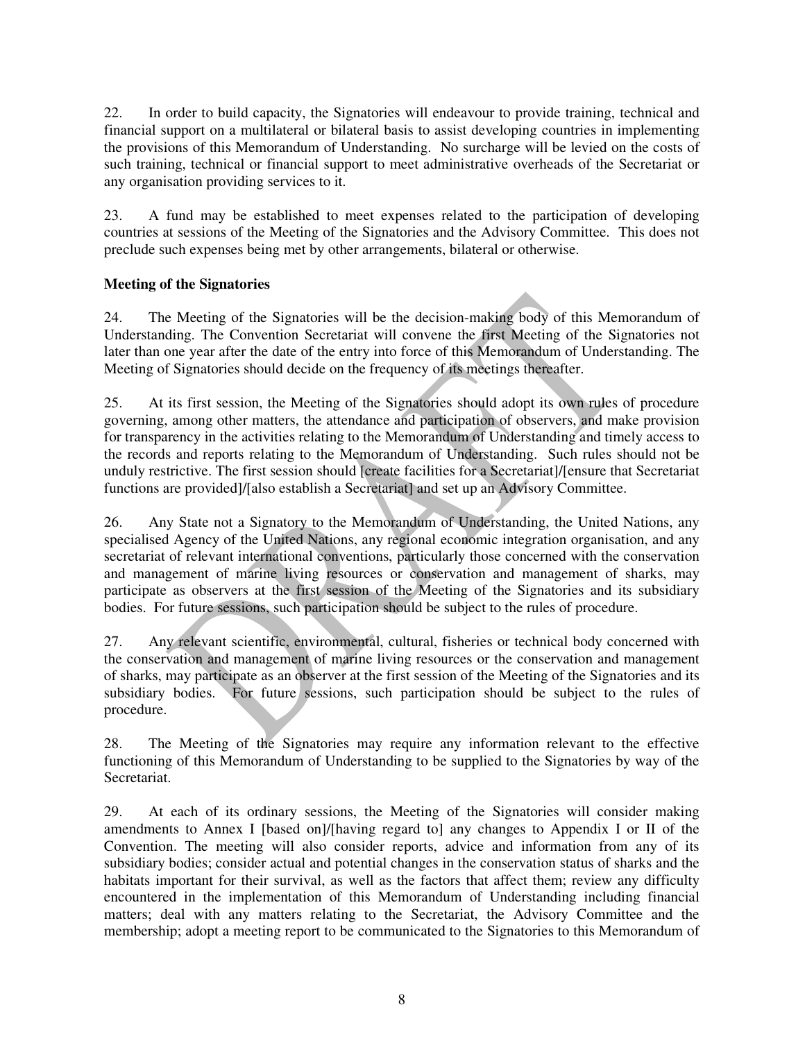22. In order to build capacity, the Signatories will endeavour to provide training, technical and financial support on a multilateral or bilateral basis to assist developing countries in implementing the provisions of this Memorandum of Understanding. No surcharge will be levied on the costs of such training, technical or financial support to meet administrative overheads of the Secretariat or any organisation providing services to it.

23. A fund may be established to meet expenses related to the participation of developing countries at sessions of the Meeting of the Signatories and the Advisory Committee. This does not preclude such expenses being met by other arrangements, bilateral or otherwise.

**Meeting of the Signatories**

24. The Meeting of the Signatories will be the decision-making body of this Memorandum of Understanding. The Convention Secretariat will convene the first Meeting of the Signatories not later than one year after the date of the entry into force of this Memorandum of Understanding. The Meeting of Signatories should decide on the frequency of its meetings thereafter.

25. At its first session, the Meeting of the Signatories should adopt its own rules of procedure governing, among other matters, the attendance and participation of observers, and make provision for transparency in the activities relating to the Memorandum of Understanding and timely access to the records and reports relating to the Memorandum of Understanding. Such rules should not be unduly restrictive. The first session should [create facilities for a Secretariat]/[ensure that Secretariat functions are provided]/[also establish a Secretariat] and set up an Advisory Committee.

26. Any State not a Signatory to the Memorandum of Understanding, the United Nations, any specialised Agency of the United Nations, any regional economic integration organisation, and any secretariat of relevant international conventions, particularly those concerned with the conservation and management of marine living resources or conservation and management of sharks, may participate as observers at the first session of the Meeting of the Signatories and its subsidiary bodies. For future sessions, such participation should be subject to the rules of procedure.

27. Any relevant scientific, environmental, cultural, fisheries or technical body concerned with the conservation and management of marine living resources or the conservation and management of sharks, may participate as an observer at the first session of the Meeting of the Signatories and its subsidiary bodies. For future sessions, such participation should be subject to the rules of procedure.

28. The Meeting of the Signatories may require any information relevant to the effective functioning of this Memorandum of Understanding to be supplied to the Signatories by way of the Secretariat.

29. At each of its ordinary sessions, the Meeting of the Signatories will consider making amendments to Annex I [based on]/[having regard to] any changes to Appendix I or II of the Convention. The meeting will also consider reports, advice and information from any of its subsidiary bodies; consider actual and potential changes in the conservation status of sharks and the habitats important for their survival, as well as the factors that affect them; review any difficulty encountered in the implementation of this Memorandum of Understanding including financial matters; deal with any matters relating to the Secretariat, the Advisory Committee and the membership; adopt a meeting report to be communicated to the Signatories to this Memorandum of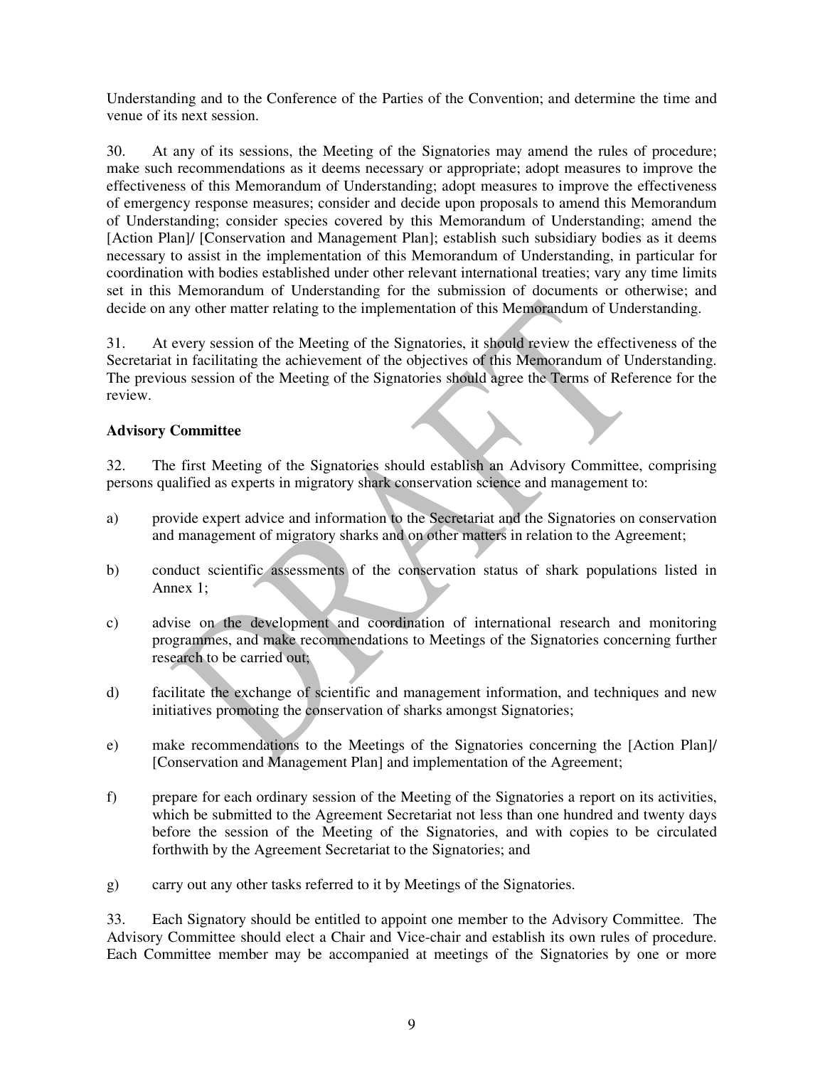Understanding and to the Conference of the Parties of the Convention; and determine the time and venue of its next session.

30. At any of its sessions, the Meeting of the Signatories may amend the rules of procedure; make such recommendations as it deems necessary or appropriate; adopt measures to improve the effectiveness of this Memorandum of Understanding; adopt measures to improve the effectiveness of emergency response measures; consider and decide upon proposals to amend this Memorandum of Understanding; consider species covered by this Memorandum of Understanding; amend the [Action Plan]/ [Conservation and Management Plan]; establish such subsidiary bodies as it deems necessary to assist in the implementation of this Memorandum of Understanding, in particular for coordination with bodies established under other relevant international treaties; vary any time limits set in this Memorandum of Understanding for the submission of documents or otherwise; and decide on any other matter relating to the implementation of this Memorandum of Understanding.

31. At every session of the Meeting of the Signatories, it should review the effectiveness of the Secretariat in facilitating the achievement of the objectives of this Memorandum of Understanding. The previous session of the Meeting of the Signatories should agree the Terms of Reference for the review.

**Advisory Committee**

32. The first Meeting of the Signatories should establish an Advisory Committee, comprising persons qualified as experts in migratory shark conservation science and management to:

a) provide expert advice and information to the Secretariat and the Signatories on conservation and management of migratory sharks and on other matters in relation to the Agreement;

b) conduct scientific assessments of the conservation status of shark populations listed in Annex 1;

c) advise on the development and coordination of international research and monitoring programmes, and make recommendations to Meetings of the Signatories concerning further research to be carried out;

d) facilitate the exchange of scientific and management information, and techniques and new initiatives promoting the conservation of sharks amongst Signatories;

e) make recommendations to the Meetings of the Signatories concerning the [Action Plan]/ [Conservation and Management Plan] and implementation of the Agreement;

f) prepare for each ordinary session of the Meeting of the Signatories a report on its activities, which be submitted to the Agreement Secretariat not less than one hundred and twenty days before the session of the Meeting of the Signatories, and with copies to be circulated forthwith by the Agreement Secretariat to the Signatories; and

g) carry out any other tasks referred to it by Meetings of the Signatories.

33. Each Signatory should be entitled to appoint one member to the Advisory Committee. The Advisory Committee should elect a Chair and Vice-chair and establish its own rules of procedure. Each Committee member may be accompanied at meetings of the Signatories by one or more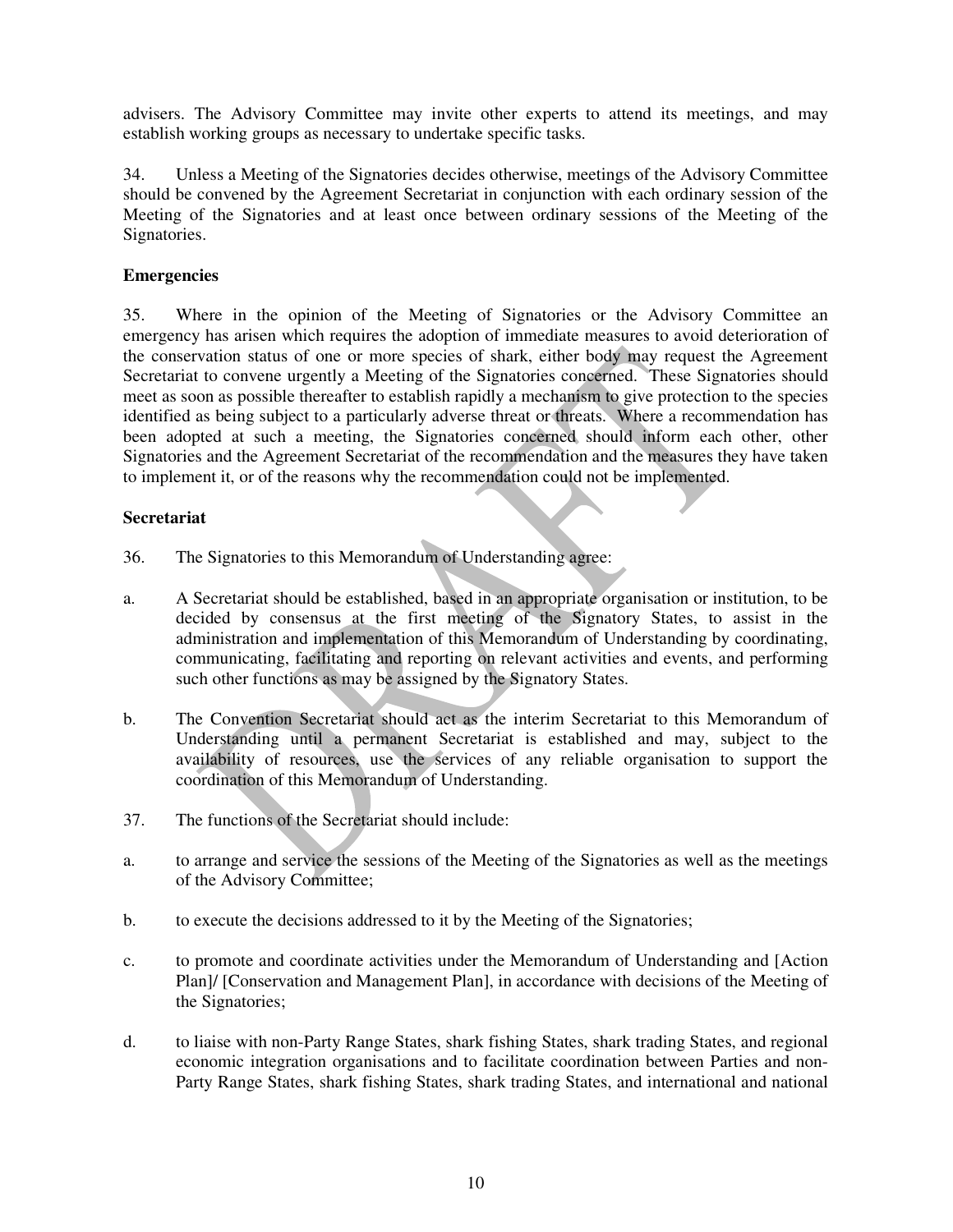advisers. The Advisory Committee may invite other experts to attend its meetings, and may establish working groups as necessary to undertake specific tasks.

34. Unless a Meeting of the Signatories decides otherwise, meetings of the Advisory Committee should be convened by the Agreement Secretariat in conjunction with each ordinary session of the Meeting of the Signatories and at least once between ordinary sessions of the Meeting of the Signatories.

**Emergencies**

35. Where in the opinion of the Meeting of Signatories or the Advisory Committee an emergency has arisen which requires the adoption of immediate measures to avoid deterioration of the conservation status of one or more species of shark, either body may request the Agreement Secretariat to convene urgently a Meeting of the Signatories concerned. These Signatories should meet as soon as possible thereafter to establish rapidly a mechanism to give protection to the species identified as being subject to a particularly adverse threat or threats. Where a recommendation has been adopted at such a meeting, the Signatories concerned should inform each other, other Signatories and the Agreement Secretariat of the recommendation and the measures they have taken to implement it, or of the reasons why the recommendation could not be implemented.

**Secretariat**

36. The Signatories to this Memorandum of Understanding agree:

a. A Secretariat should be established, based in an appropriate organisation or institution, to be decided by consensus at the first meeting of the Signatory States, to assist in the administration and implementation of this Memorandum of Understanding by coordinating, communicating, facilitating and reporting on relevant activities and events, and performing such other functions as may be assigned by the Signatory States.

b. The Convention Secretariat should act as the interim Secretariat to this Memorandum of Understanding until a permanent Secretariat is established and may, subject to the availability of resources, use the services of any reliable organisation to support the coordination of this Memorandum of Understanding.

37. The functions of the Secretariat should include:

a. to arrange and service the sessions of the Meeting of the Signatories as well as the meetings of the Advisory Committee;

b. to execute the decisions addressed to it by the Meeting of the Signatories;

c. to promote and coordinate activities under the Memorandum of Understanding and [Action Plan]/ [Conservation and Management Plan], in accordance with decisions of the Meeting of the Signatories;

d. to liaise with non-Party Range States, shark fishing States, shark trading States, and regional economic integration organisations and to facilitate coordination between Parties and non-Party Range States, shark fishing States, shark trading States, and international and national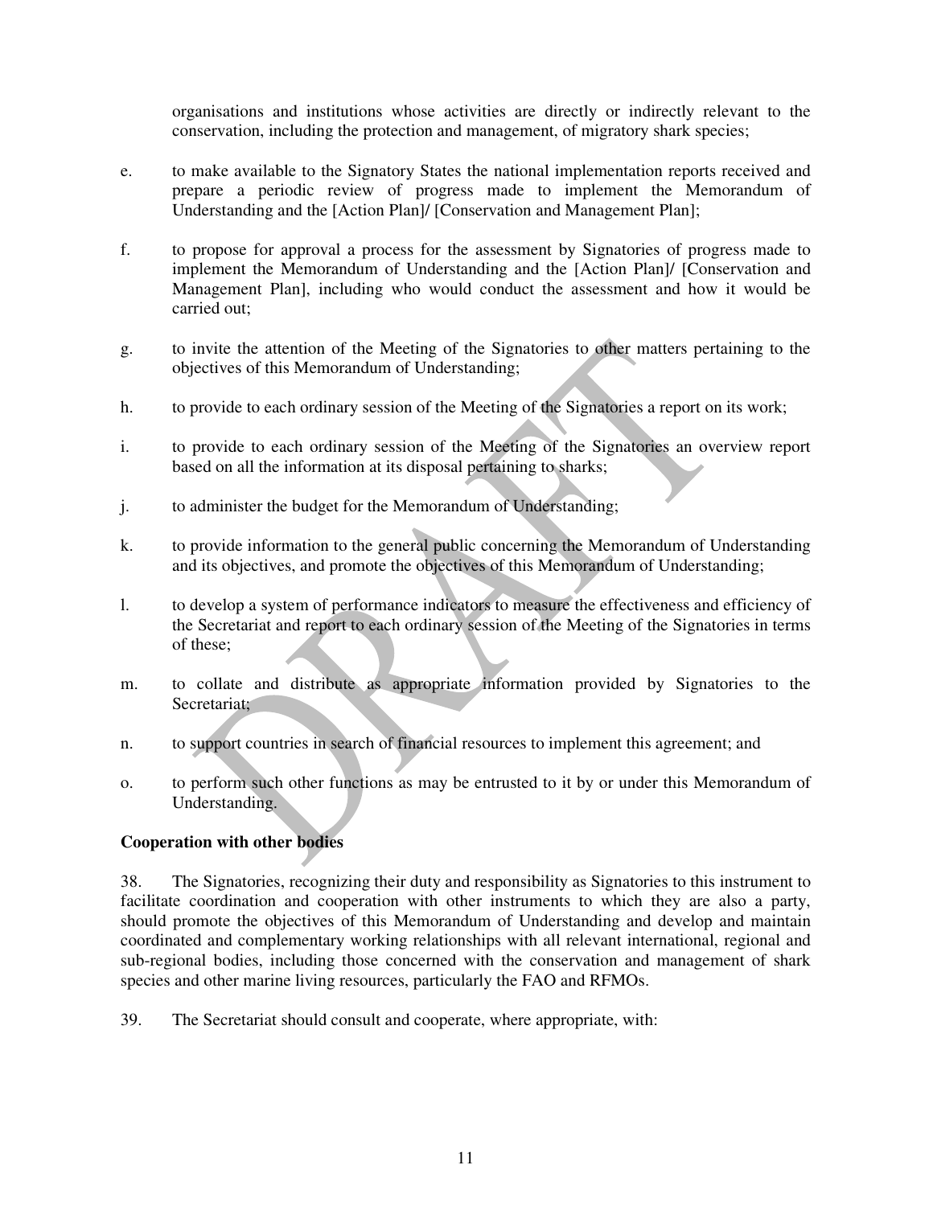organisations and institutions whose activities are directly or indirectly relevant to the conservation, including the protection and management, of migratory shark species;

e. to make available to the Signatory States the national implementation reports received and prepare a periodic review of progress made to implement the Memorandum of Understanding and the [Action Plan]/ [Conservation and Management Plan];

f. to propose for approval a process for the assessment by Signatories of progress made to implement the Memorandum of Understanding and the [Action Plan]/ [Conservation and Management Plan], including who would conduct the assessment and how it would be carried out;

g. to invite the attention of the Meeting of the Signatories to other matters pertaining to the objectives of this Memorandum of Understanding;

h. to provide to each ordinary session of the Meeting of the Signatories a report on its work;

i. to provide to each ordinary session of the Meeting of the Signatories an overview report based on all the information at its disposal pertaining to sharks;

j. to administer the budget for the Memorandum of Understanding;

k. to provide information to the general public concerning the Memorandum of Understanding and its objectives, and promote the objectives of this Memorandum of Understanding;

l. to develop a system of performance indicators to measure the effectiveness and efficiency of the Secretariat and report to each ordinary session of the Meeting of the Signatories in terms of these;

m. to collate and distribute as appropriate information provided by Signatories to the Secretariat;

n. to support countries in search of financial resources to implement this agreement; and

o. to perform such other functions as may be entrusted to it by or under this Memorandum of Understanding.

**Cooperation with other bodies**

38. The Signatories, recognizing their duty and responsibility as Signatories to this instrument to facilitate coordination and cooperation with other instruments to which they are also a party, should promote the objectives of this Memorandum of Understanding and develop and maintain coordinated and complementary working relationships with all relevant international, regional and sub-regional bodies, including those concerned with the conservation and management of shark species and other marine living resources, particularly the FAO and RFMOs.

39. The Secretariat should consult and cooperate, where appropriate, with: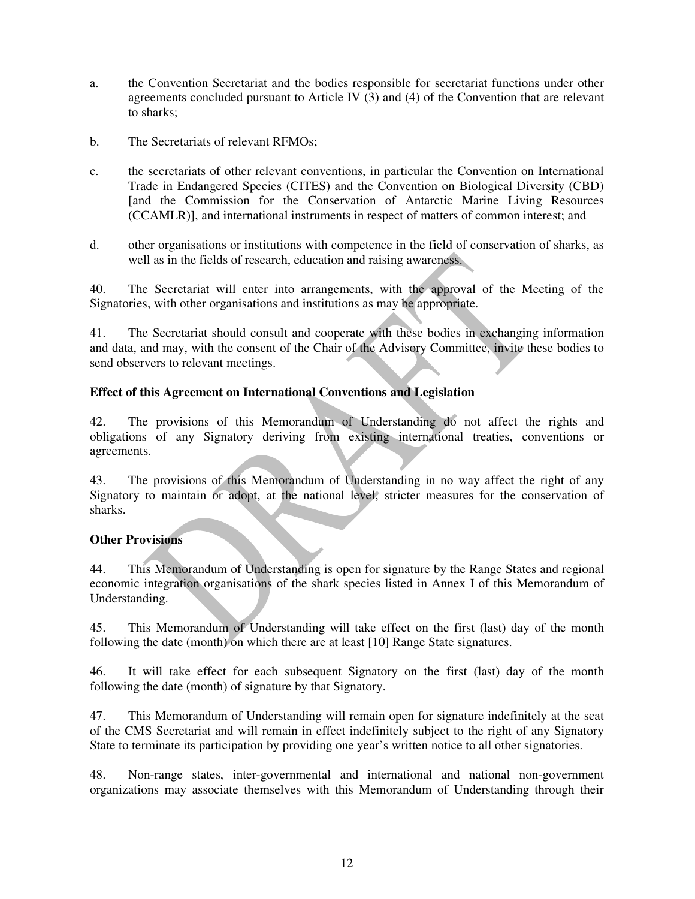a. the Convention Secretariat and the bodies responsible for secretariat functions under other agreements concluded pursuant to Article IV (3) and (4) of the Convention that are relevant to sharks;

b. The Secretariats of relevant RFMOs;

c. the secretariats of other relevant conventions, in particular the Convention on International Trade in Endangered Species (CITES) and the Convention on Biological Diversity (CBD) [and the Commission for the Conservation of Antarctic Marine Living Resources (CCAMLR)], and international instruments in respect of matters of common interest; and

d. other organisations or institutions with competence in the field of conservation of sharks, as well as in the fields of research, education and raising awareness.

40. The Secretariat will enter into arrangements, with the approval of the Meeting of the Signatories, with other organisations and institutions as may be appropriate.

41. The Secretariat should consult and cooperate with these bodies in exchanging information and data, and may, with the consent of the Chair of the Advisory Committee, invite these bodies to send observers to relevant meetings.

**Effect of this Agreement on International Conventions and Legislation**

42. The provisions of this Memorandum of Understanding do not affect the rights and obligations of any Signatory deriving from existing international treaties, conventions or agreements.

43. The provisions of this Memorandum of Understanding in no way affect the right of any Signatory to maintain or adopt, at the national level, stricter measures for the conservation of sharks.

**Other Provisions**

44. This Memorandum of Understanding is open for signature by the Range States and regional economic integration organisations of the shark species listed in Annex I of this Memorandum of Understanding.

45. This Memorandum of Understanding will take effect on the first (last) day of the month following the date (month) on which there are at least [10] Range State signatures.

46. It will take effect for each subsequent Signatory on the first (last) day of the month following the date (month) of signature by that Signatory.

47. This Memorandum of Understanding will remain open for signature indefinitely at the seat of the CMS Secretariat and will remain in effect indefinitely subject to the right of any Signatory State to terminate its participation by providing one year's written notice to all other signatories.

48. Non-range states, inter-governmental and international and national non-government organizations may associate themselves with this Memorandum of Understanding through their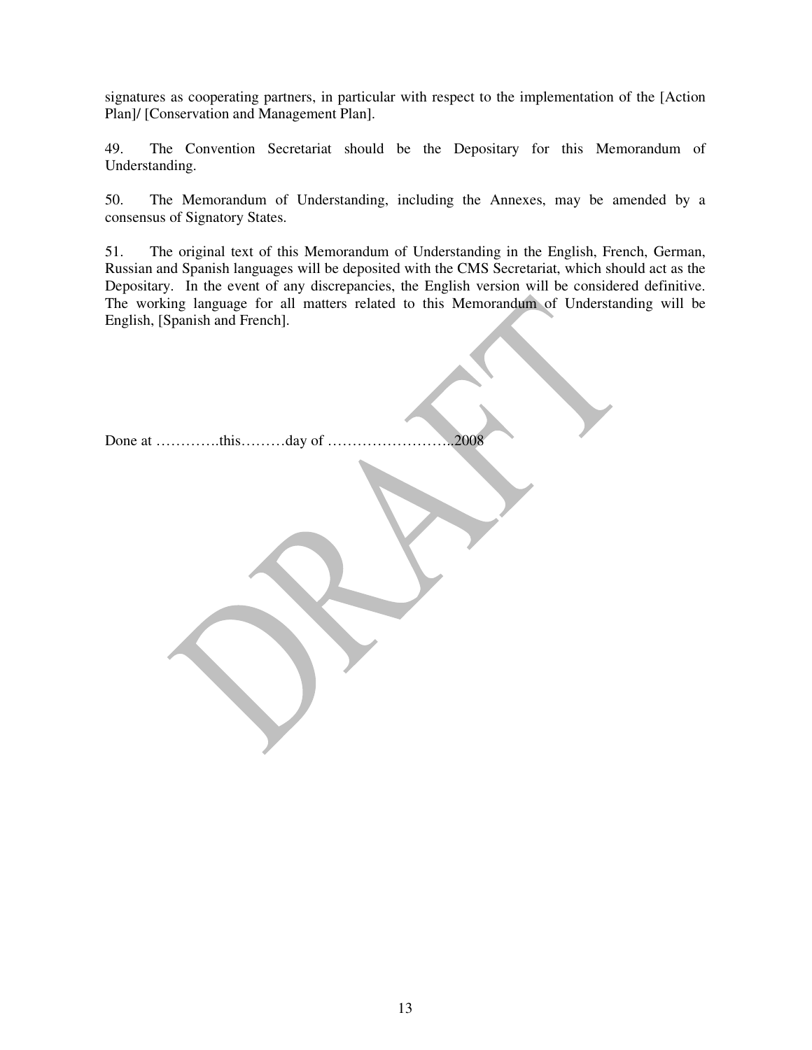signatures as cooperating partners, in particular with respect to the implementation of the [Action Plan]/ [Conservation and Management Plan].

49. The Convention Secretariat should be the Depositary for this Memorandum of Understanding.

50. The Memorandum of Understanding, including the Annexes, may be amended by a consensus of Signatory States.

51. The original text of this Memorandum of Understanding in the English, French, German, Russian and Spanish languages will be deposited with the CMS Secretariat, which should act as the Depositary. In the event of any discrepancies, the English version will be considered definitive. The working language for all matters related to this Memorandum of Understanding will be English, [Spanish and French].

Done at ………….this………day of ……………………..2008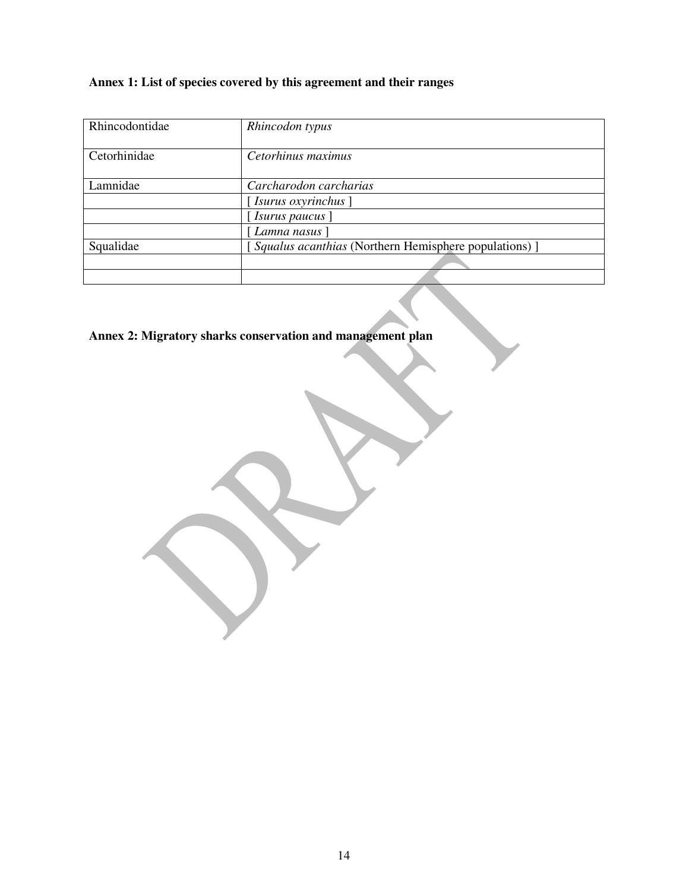**Annex 1: List of species covered by this agreement and their ranges**

| | |
|---|---|
| Rhincodontidae | *Rhincodon typus* |
| Cetorhinidae | *Cetorhinus maximus* |
| Lamnidae | *Carcharodon carcharias* |
| | [ *Isurus oxyrinchus* ] |
| | [ *Isurus paucus* ] |
| | [ *Lamna nasus* ] |
| Squalidae | [ *Squalus acanthias* (Northern Hemisphere populations) ] |
| | |
| | |

**Annex 2: Migratory sharks conservation and management plan**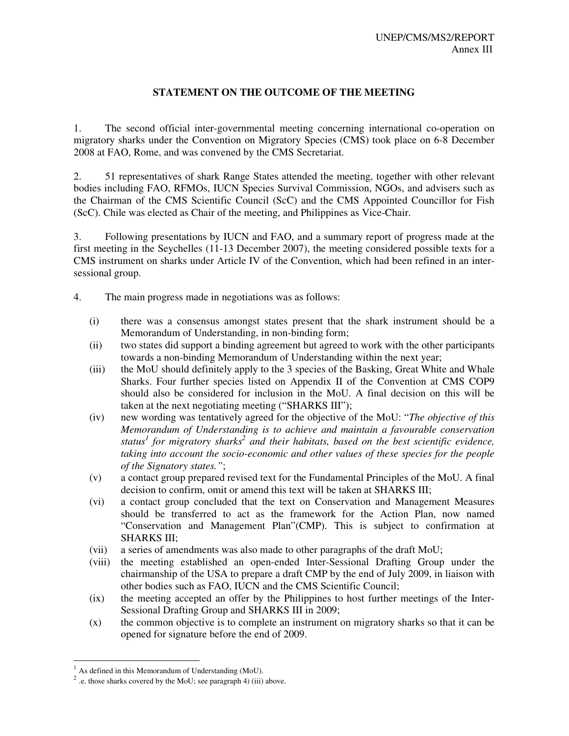## STATEMENT ON THE OUTCOME OF THE MEETING

1. The second official inter-governmental meeting concerning international co-operation on migratory sharks under the Convention on Migratory Species (CMS) took place on 6-8 December 2008 at FAO, Rome, and was convened by the CMS Secretariat.

2. 51 representatives of shark Range States attended the meeting, together with other relevant bodies including FAO, RFMOs, IUCN Species Survival Commission, NGOs, and advisers such as the Chairman of the CMS Scientific Council (ScC) and the CMS Appointed Councillor for Fish (ScC). Chile was elected as Chair of the meeting, and Philippines as Vice-Chair.

3. Following presentations by IUCN and FAO, and a summary report of progress made at the first meeting in the Seychelles (11-13 December 2007), the meeting considered possible texts for a CMS instrument on sharks under Article IV of the Convention, which had been refined in an inter-sessional group.

4. The main progress made in negotiations was as follows:

(i) there was a consensus amongst states present that the shark instrument should be a Memorandum of Understanding, in non-binding form;

(ii) two states did support a binding agreement but agreed to work with the other participants towards a non-binding Memorandum of Understanding within the next year;

(iii) the MoU should definitely apply to the 3 species of the Basking, Great White and Whale Sharks. Four further species listed on Appendix II of the Convention at CMS COP9 should also be considered for inclusion in the MoU. A final decision on this will be taken at the next negotiating meeting ("SHARKS III");

(iv) new wording was tentatively agreed for the objective of the MoU: "*The objective of this Memorandum of Understanding is to achieve and maintain a favourable conservation status*[1] *for migratory sharks*[2] *and their habitats, based on the best scientific evidence, taking into account the socio-economic and other values of these species for the people of the Signatory states."*;

(v) a contact group prepared revised text for the Fundamental Principles of the MoU. A final decision to confirm, omit or amend this text will be taken at SHARKS III;

(vi) a contact group concluded that the text on Conservation and Management Measures should be transferred to act as the framework for the Action Plan, now named "Conservation and Management Plan"(CMP). This is subject to confirmation at SHARKS III;

(vii) a series of amendments was also made to other paragraphs of the draft MoU;

(viii) the meeting established an open-ended Inter-Sessional Drafting Group under the chairmanship of the USA to prepare a draft CMP by the end of July 2009, in liaison with other bodies such as FAO, IUCN and the CMS Scientific Council;

(ix) the meeting accepted an offer by the Philippines to host further meetings of the Inter-Sessional Drafting Group and SHARKS III in 2009;

(x) the common objective is to complete an instrument on migratory sharks so that it can be opened for signature before the end of 2009.

---

[1] As defined in this Memorandum of Understanding (MoU).

[2] .e. those sharks covered by the MoU; see paragraph 4) (iii) above.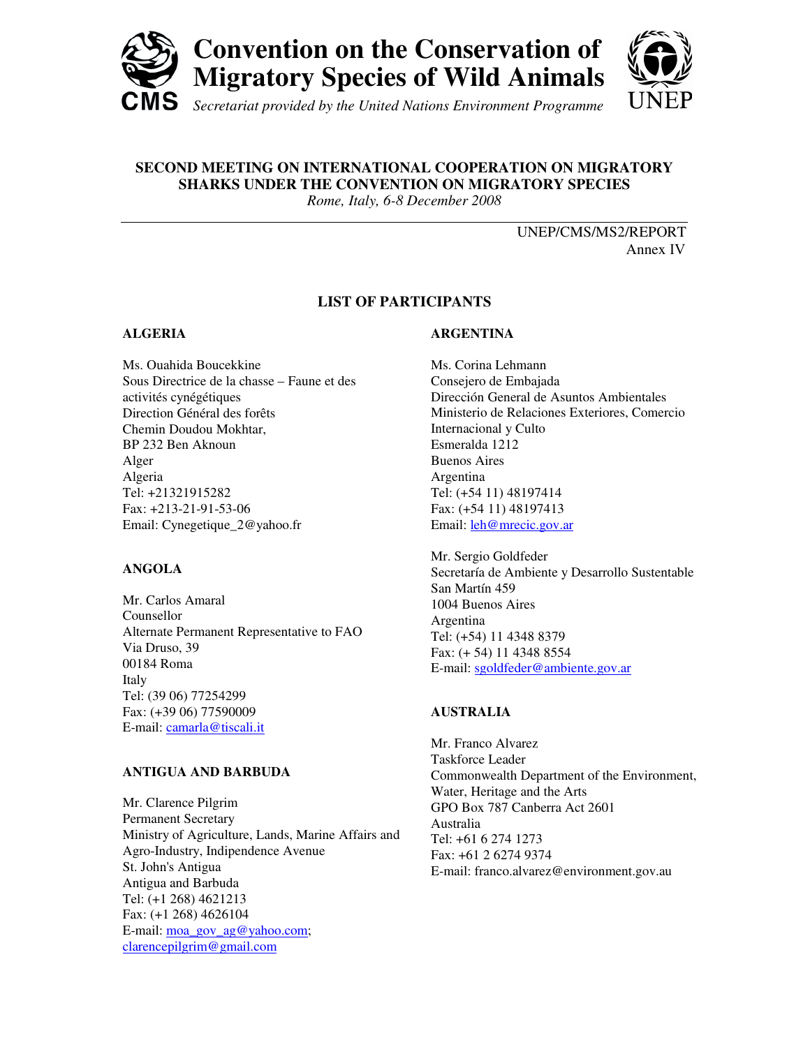# Convention on the Conservation of Migratory Species of Wild Animals

*Secretariat provided by the United Nations Environment Programme*

**SECOND MEETING ON INTERNATIONAL COOPERATION ON MIGRATORY SHARKS UNDER THE CONVENTION ON MIGRATORY SPECIES**

*Rome, Italy, 6-8 December 2008*

UNEP/CMS/MS2/REPORT
Annex IV

## LIST OF PARTICIPANTS

### ALGERIA

Ms. Ouahida Boucekkine
Sous Directrice de la chasse – Faune et des activités cynégétiques
Direction Général des forêts
Chemin Doudou Mokhtar,
BP 232 Ben Aknoun
Alger
Algeria
Tel: +21321915282
Fax: +213-21-91-53-06
Email: Cynegetique_2@yahoo.fr

### ANGOLA

Mr. Carlos Amaral
Counsellor
Alternate Permanent Representative to FAO
Via Druso, 39
00184 Roma
Italy
Tel: (39 06) 77254299
Fax: (+39 06) 77590009
E-mail: camarla@tiscali.it

### ANTIGUA AND BARBUDA

Mr. Clarence Pilgrim
Permanent Secretary
Ministry of Agriculture, Lands, Marine Affairs and Agro-Industry, Indipendence Avenue
St. John's Antigua
Antigua and Barbuda
Tel: (+1 268) 4621213
Fax: (+1 268) 4626104
E-mail: moa_gov_ag@yahoo.com; clarencepilgrim@gmail.com

### ARGENTINA

Ms. Corina Lehmann
Consejero de Embajada
Dirección General de Asuntos Ambientales
Ministerio de Relaciones Exteriores, Comercio Internacional y Culto
Esmeralda 1212
Buenos Aires
Argentina
Tel: (+54 11) 48197414
Fax: (+54 11) 48197413
Email: leh@mrecic.gov.ar

Mr. Sergio Goldfeder
Secretaría de Ambiente y Desarrollo Sustentable
San Martín 459
1004 Buenos Aires
Argentina
Tel: (+54) 11 4348 8379
Fax: (+ 54) 11 4348 8554
E-mail: sgoldfeder@ambiente.gov.ar

### AUSTRALIA

Mr. Franco Alvarez
Taskforce Leader
Commonwealth Department of the Environment, Water, Heritage and the Arts
GPO Box 787 Canberra Act 2601
Australia
Tel: +61 6 274 1273
Fax: +61 2 6274 9374
E-mail: franco.alvarez@environment.gov.au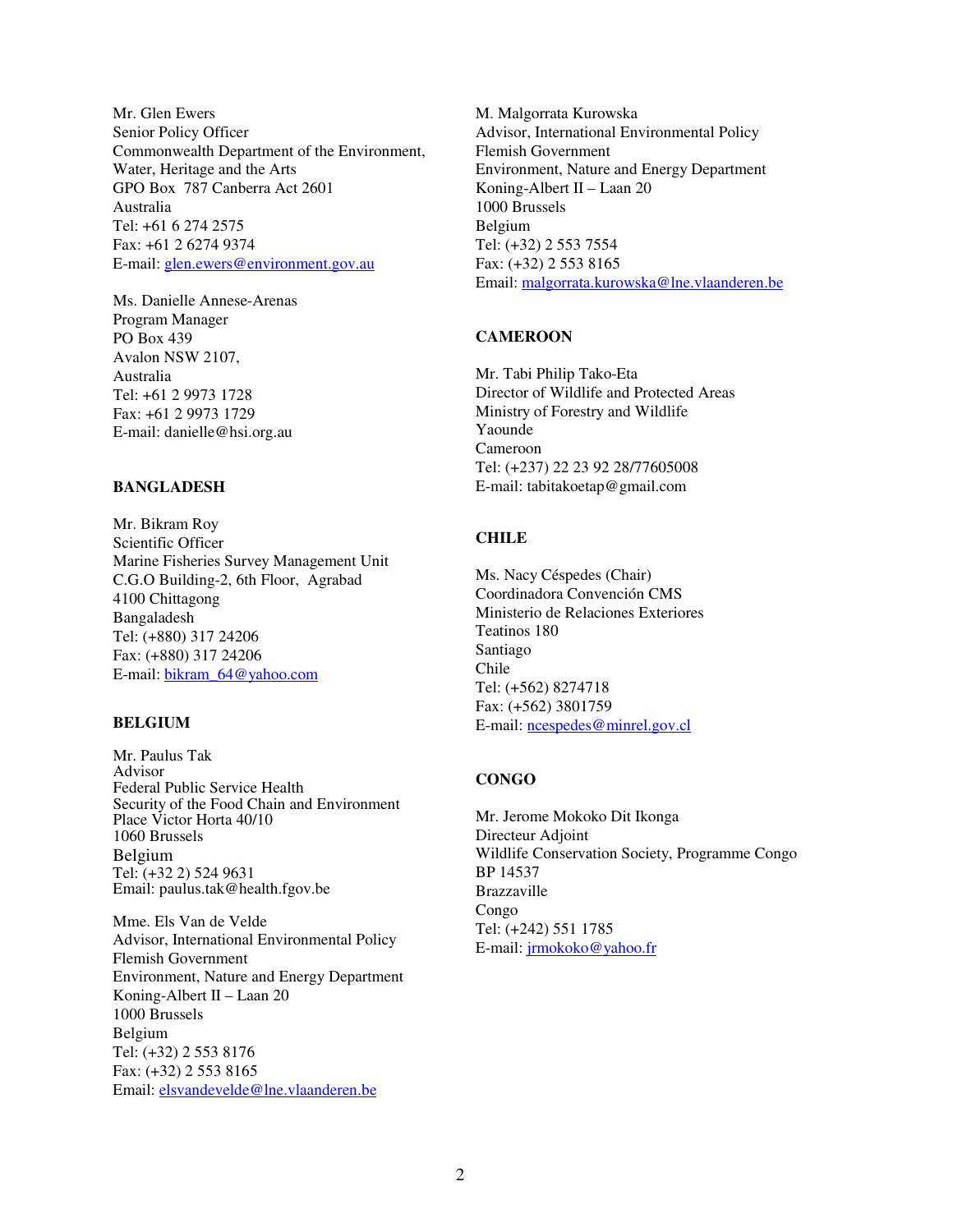Mr. Glen Ewers
Senior Policy Officer
Commonwealth Department of the Environment, Water, Heritage and the Arts
GPO Box 787 Canberra Act 2601
Australia
Tel: +61 6 274 2575
Fax: +61 2 6274 9374
E-mail: glen.ewers@environment.gov.au

Ms. Danielle Annese-Arenas
Program Manager
PO Box 439
Avalon NSW 2107,
Australia
Tel: +61 2 9973 1728
Fax: +61 2 9973 1729
E-mail: danielle@hsi.org.au

**BANGLADESH**

Mr. Bikram Roy
Scientific Officer
Marine Fisheries Survey Management Unit
C.G.O Building-2, 6th Floor, Agrabad
4100 Chittagong
Bangaladesh
Tel: (+880) 317 24206
Fax: (+880) 317 24206
E-mail: bikram_64@yahoo.com

**BELGIUM**

Mr. Paulus Tak
Advisor
Federal Public Service Health
Security of the Food Chain and Environment
Place Victor Horta 40/10
1060 Brussels
Belgium
Tel: (+32 2) 524 9631
Email: paulus.tak@health.fgov.be

Mme. Els Van de Velde
Advisor, International Environmental Policy
Flemish Government
Environment, Nature and Energy Department
Koning-Albert II – Laan 20
1000 Brussels
Belgium
Tel: (+32) 2 553 8176
Fax: (+32) 2 553 8165
Email: elsvandevelde@lne.vlaanderen.be

M. Malgorrata Kurowska
Advisor, International Environmental Policy
Flemish Government
Environment, Nature and Energy Department
Koning-Albert II – Laan 20
1000 Brussels
Belgium
Tel: (+32) 2 553 7554
Fax: (+32) 2 553 8165
Email: malgorrata.kurowska@lne.vlaanderen.be

**CAMEROON**

Mr. Tabi Philip Tako-Eta
Director of Wildlife and Protected Areas
Ministry of Forestry and Wildlife
Yaounde
Cameroon
Tel: (+237) 22 23 92 28/77605008
E-mail: tabitakoetap@gmail.com

**CHILE**

Ms. Nacy Céspedes (Chair)
Coordinadora Convención CMS
Ministerio de Relaciones Exteriores
Teatinos 180
Santiago
Chile
Tel: (+562) 8274718
Fax: (+562) 3801759
E-mail: ncespedes@minrel.gov.cl

**CONGO**

Mr. Jerome Mokoko Dit Ikonga
Directeur Adjoint
Wildlife Conservation Society, Programme Congo
BP 14537
Brazzaville
Congo
Tel: (+242) 551 1785
E-mail: jrmokoko@yahoo.fr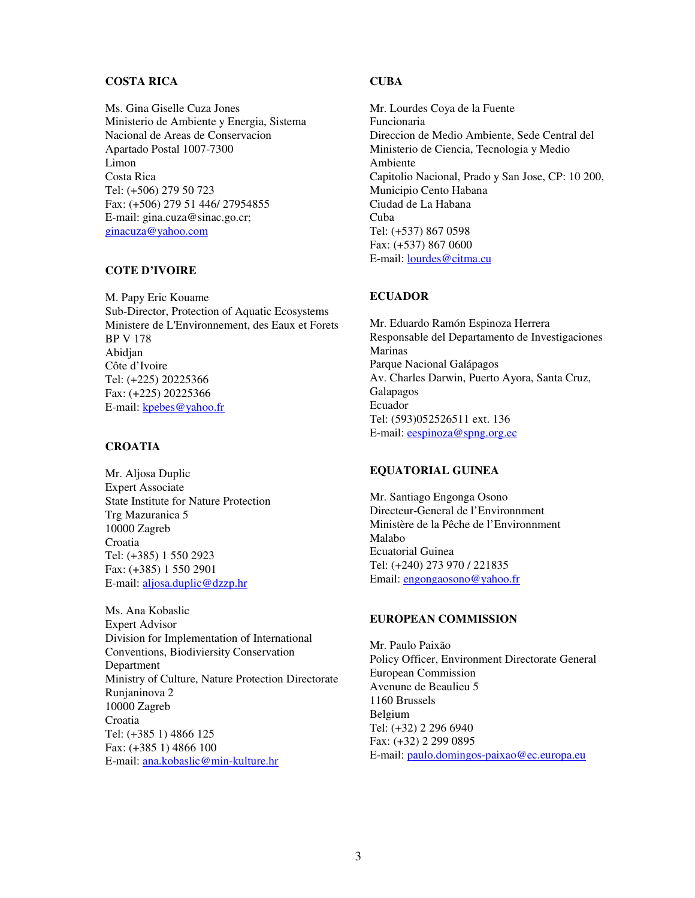**COSTA RICA**

Ms. Gina Giselle Cuza Jones
Ministerio de Ambiente y Energia, Sistema Nacional de Areas de Conservacion
Apartado Postal 1007-7300
Limon
Costa Rica
Tel: (+506) 279 50 723
Fax: (+506) 279 51 446/ 27954855
E-mail: gina.cuza@sinac.go.cr; ginacuza@yahoo.com

**COTE D'IVOIRE**

M. Papy Eric Kouame
Sub-Director, Protection of Aquatic Ecosystems
Ministere de L'Environnement, des Eaux et Forets
BP V 178
Abidjan
Côte d'Ivoire
Tel: (+225) 20225366
Fax: (+225) 20225366
E-mail: kpebes@yahoo.fr

**CROATIA**

Mr. Aljosa Duplic
Expert Associate
State Institute for Nature Protection
Trg Mazuranica 5
10000 Zagreb
Croatia
Tel: (+385) 1 550 2923
Fax: (+385) 1 550 2901
E-mail: aljosa.duplic@dzzp.hr

Ms. Ana Kobaslic
Expert Advisor
Division for Implementation of International Conventions, Biodiviersity Conservation Department
Ministry of Culture, Nature Protection Directorate
Runjaninova 2
10000 Zagreb
Croatia
Tel: (+385 1) 4866 125
Fax: (+385 1) 4866 100
E-mail: ana.kobaslic@min-kulture.hr

**CUBA**

Mr. Lourdes Coya de la Fuente
Funcionaria
Direccion de Medio Ambiente, Sede Central del Ministerio de Ciencia, Tecnologia y Medio Ambiente
Capitolio Nacional, Prado y San Jose, CP: 10 200, Municipio Cento Habana
Ciudad de La Habana
Cuba
Tel: (+537) 867 0598
Fax: (+537) 867 0600
E-mail: lourdes@citma.cu

**ECUADOR**

Mr. Eduardo Ramón Espinoza Herrera
Responsable del Departamento de Investigaciones Marinas
Parque Nacional Galápagos
Av. Charles Darwin, Puerto Ayora, Santa Cruz, Galapagos
Ecuador
Tel: (593)052526511 ext. 136
E-mail: eespinoza@spng.org.ec

**EQUATORIAL GUINEA**

Mr. Santiago Engonga Osono
Directeur-General de l'Environnment
Ministère de la Pêche de l'Environnment
Malabo
Ecuatorial Guinea
Tel: (+240) 273 970 / 221835
Email: engongaosono@yahoo.fr

**EUROPEAN COMMISSION**

Mr. Paulo Paixão
Policy Officer, Environment Directorate General
European Commission
Avenune de Beaulieu 5
1160 Brussels
Belgium
Tel: (+32) 2 296 6940
Fax: (+32) 2 299 0895
E-mail: paulo.domingos-paixao@ec.europa.eu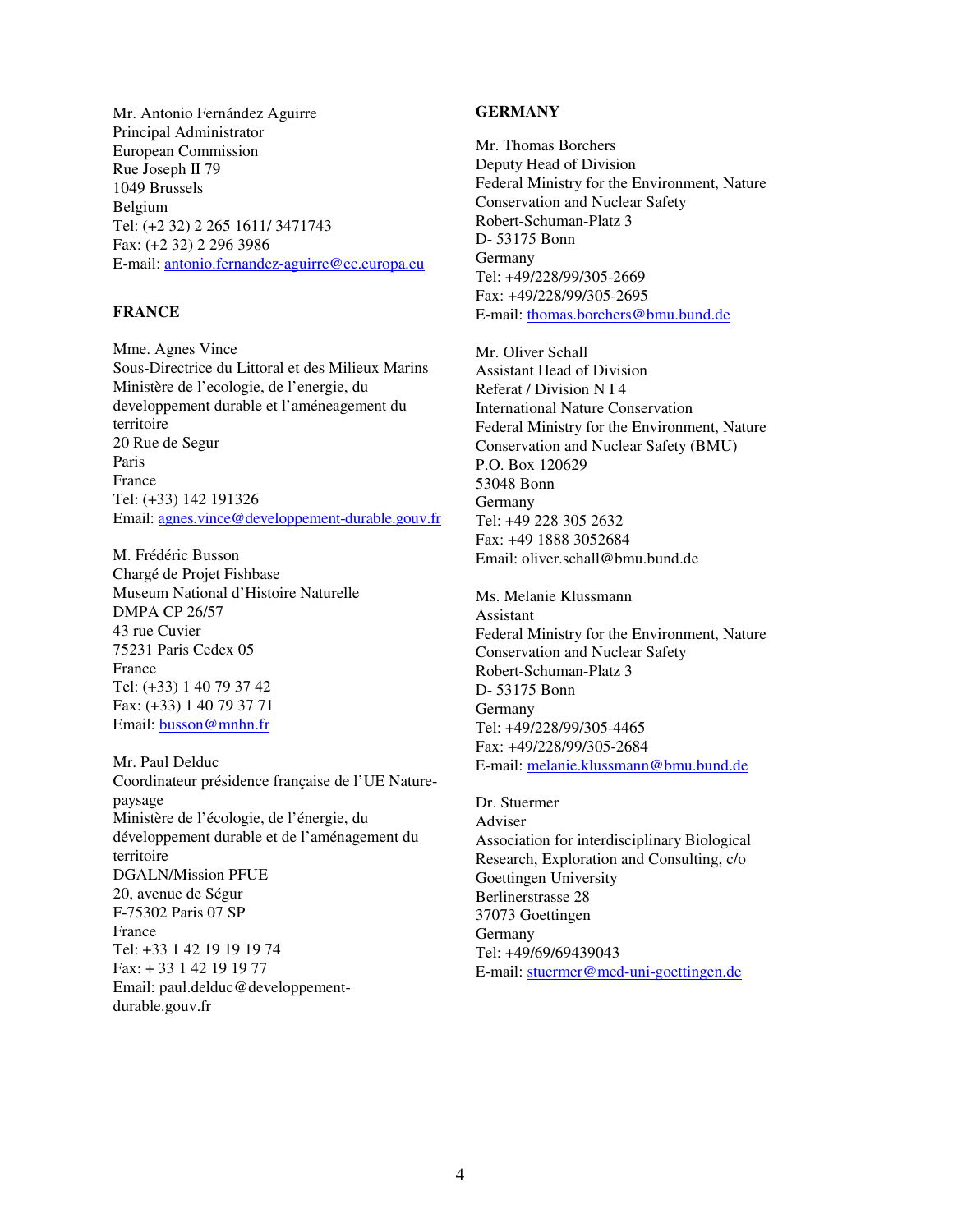Mr. Antonio Fernández Aguirre
Principal Administrator
European Commission
Rue Joseph II 79
1049 Brussels
Belgium
Tel: (+2 32) 2 265 1611/ 3471743
Fax: (+2 32) 2 296 3986
E-mail: antonio.fernandez-aguirre@ec.europa.eu

**FRANCE**

Mme. Agnes Vince
Sous-Directrice du Littoral et des Milieux Marins
Ministère de l'ecologie, de l'energie, du developpement durable et l'améneagement du territoire
20 Rue de Segur
Paris
France
Tel: (+33) 142 191326
Email: agnes.vince@developpement-durable.gouv.fr

M. Frédéric Busson
Chargé de Projet Fishbase
Museum National d'Histoire Naturelle
DMPA CP 26/57
43 rue Cuvier
75231 Paris Cedex 05
France
Tel: (+33) 1 40 79 37 42
Fax: (+33) 1 40 79 37 71
Email: busson@mnhn.fr

Mr. Paul Delduc
Coordinateur présidence française de l'UE Nature-paysage
Ministère de l'écologie, de l'énergie, du développement durable et de l'aménagement du territoire
DGALN/Mission PFUE
20, avenue de Ségur
F-75302 Paris 07 SP
France
Tel: +33 1 42 19 19 19 74
Fax: + 33 1 42 19 19 77
Email: paul.delduc@developpement-durable.gouv.fr

**GERMANY**

Mr. Thomas Borchers
Deputy Head of Division
Federal Ministry for the Environment, Nature Conservation and Nuclear Safety
Robert-Schuman-Platz 3
D- 53175 Bonn
Germany
Tel: +49/228/99/305-2669
Fax: +49/228/99/305-2695
E-mail: thomas.borchers@bmu.bund.de

Mr. Oliver Schall
Assistant Head of Division
Referat / Division N I 4
International Nature Conservation
Federal Ministry for the Environment, Nature Conservation and Nuclear Safety (BMU)
P.O. Box 120629
53048 Bonn
Germany
Tel: +49 228 305 2632
Fax: +49 1888 3052684
Email: oliver.schall@bmu.bund.de

Ms. Melanie Klussmann
Assistant
Federal Ministry for the Environment, Nature Conservation and Nuclear Safety
Robert-Schuman-Platz 3
D- 53175 Bonn
Germany
Tel: +49/228/99/305-4465
Fax: +49/228/99/305-2684
E-mail: melanie.klussmann@bmu.bund.de

Dr. Stuermer
Adviser
Association for interdisciplinary Biological Research, Exploration and Consulting, c/o Goettingen University
Berlinerstrasse 28
37073 Goettingen
Germany
Tel: +49/69/69439043
E-mail: stuermer@med-uni-goettingen.de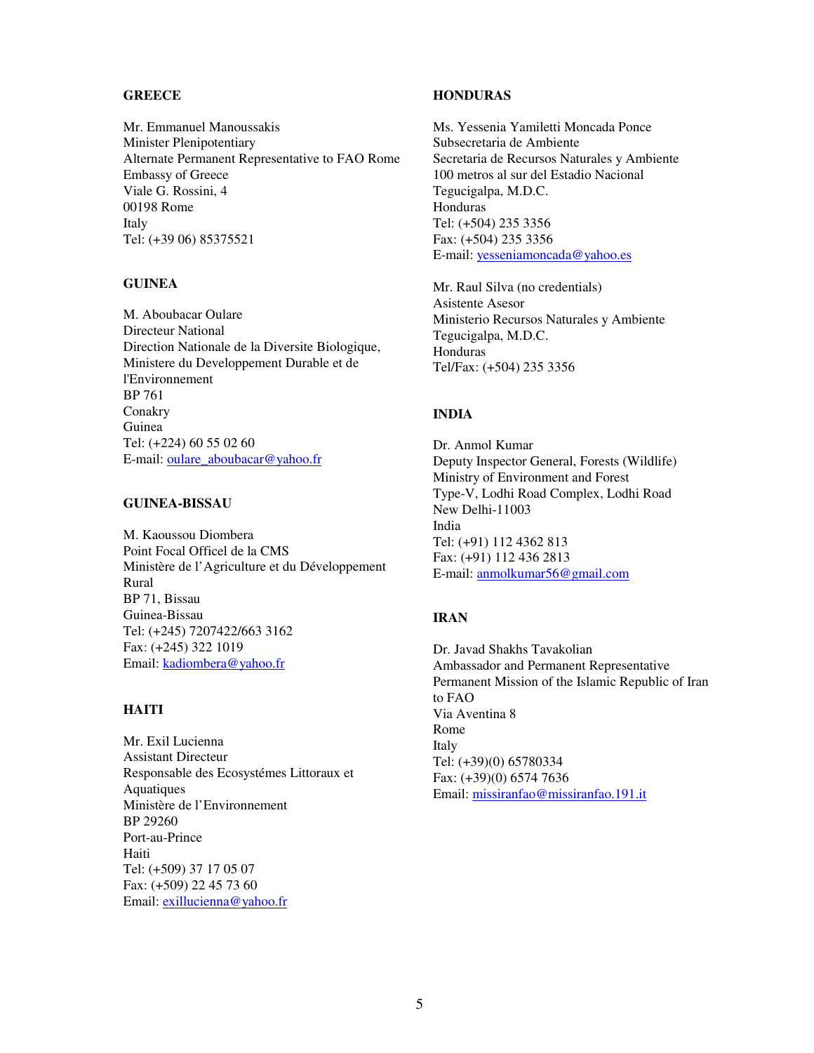**GREECE**

Mr. Emmanuel Manoussakis
Minister Plenipotentiary
Alternate Permanent Representative to FAO Rome
Embassy of Greece
Viale G. Rossini, 4
00198 Rome
Italy
Tel: (+39 06) 85375521

**GUINEA**

M. Aboubacar Oulare
Directeur National
Direction Nationale de la Diversite Biologique,
Ministere du Developpement Durable et de l'Environnement
BP 761
Conakry
Guinea
Tel: (+224) 60 55 02 60
E-mail: oulare_aboubacar@yahoo.fr

**GUINEA-BISSAU**

M. Kaoussou Diombera
Point Focal Officel de la CMS
Ministère de l'Agriculture et du Développement Rural
BP 71, Bissau
Guinea-Bissau
Tel: (+245) 7207422/663 3162
Fax: (+245) 322 1019
Email: kadiombera@yahoo.fr

**HAITI**

Mr. Exil Lucienna
Assistant Directeur
Responsable des Ecosystémes Littoraux et Aquatiques
Ministère de l'Environnement
BP 29260
Port-au-Prince
Haiti
Tel: (+509) 37 17 05 07
Fax: (+509) 22 45 73 60
Email: exillucienna@yahoo.fr

**HONDURAS**

Ms. Yessenia Yamiletti Moncada Ponce
Subsecretaria de Ambiente
Secretaria de Recursos Naturales y Ambiente
100 metros al sur del Estadio Nacional
Tegucigalpa, M.D.C.
Honduras
Tel: (+504) 235 3356
Fax: (+504) 235 3356
E-mail: yesseniamoncada@yahoo.es

Mr. Raul Silva (no credentials)
Asistente Asesor
Ministerio Recursos Naturales y Ambiente
Tegucigalpa, M.D.C.
Honduras
Tel/Fax: (+504) 235 3356

**INDIA**

Dr. Anmol Kumar
Deputy Inspector General, Forests (Wildlife)
Ministry of Environment and Forest
Type-V, Lodhi Road Complex, Lodhi Road
New Delhi-11003
India
Tel: (+91) 112 4362 813
Fax: (+91) 112 436 2813
E-mail: anmolkumar56@gmail.com

**IRAN**

Dr. Javad Shakhs Tavakolian
Ambassador and Permanent Representative
Permanent Mission of the Islamic Republic of Iran to FAO
Via Aventina 8
Rome
Italy
Tel: (+39)(0) 65780334
Fax: (+39)(0) 6574 7636
Email: missiranfao@missiranfao.191.it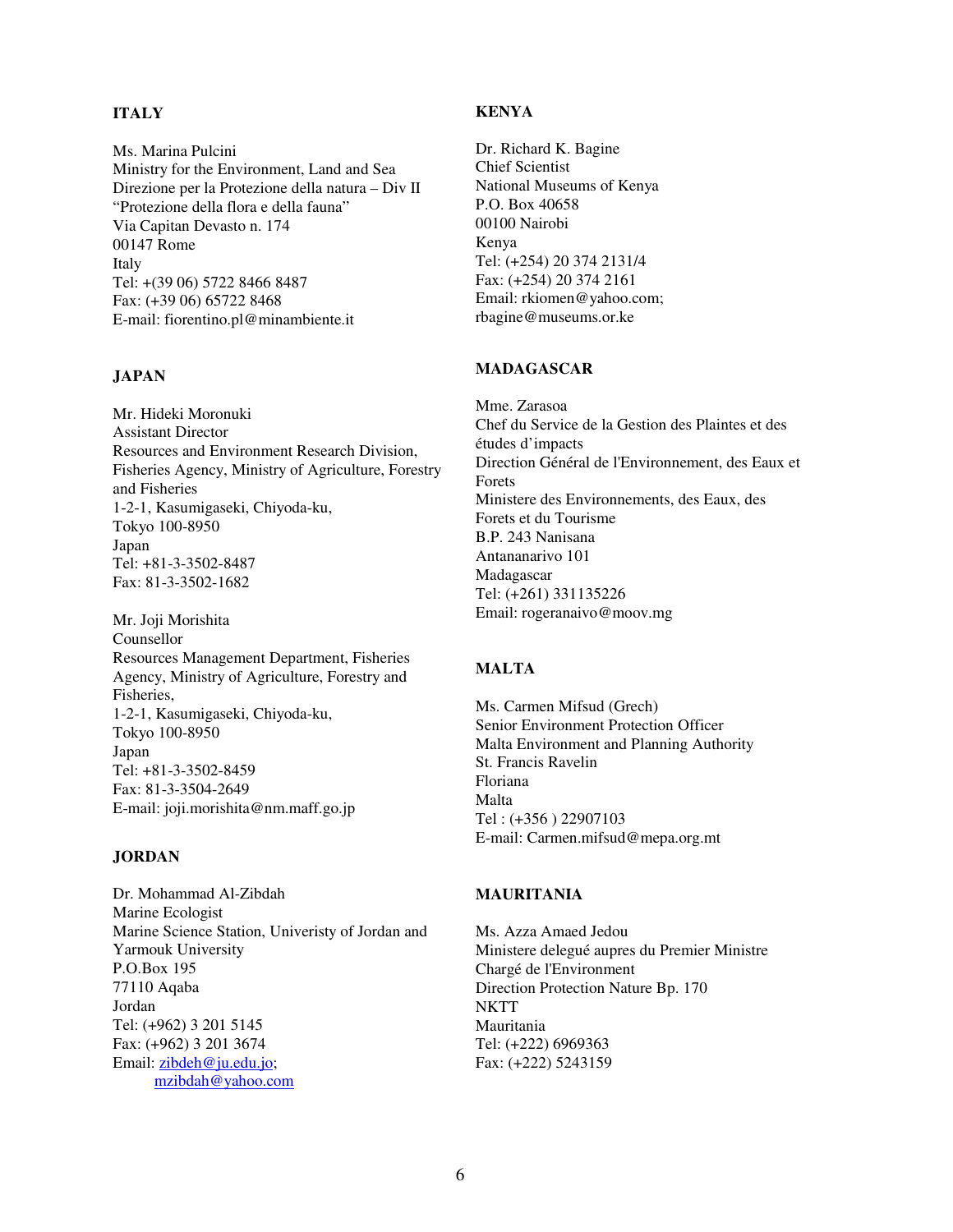**ITALY**

Ms. Marina Pulcini
Ministry for the Environment, Land and Sea
Direzione per la Protezione della natura – Div II
"Protezione della flora e della fauna"
Via Capitan Devasto n. 174
00147 Rome
Italy
Tel: +(39 06) 5722 8466 8487
Fax: (+39 06) 65722 8468
E-mail: fiorentino.pl@minambiente.it

**JAPAN**

Mr. Hideki Moronuki
Assistant Director
Resources and Environment Research Division,
Fisheries Agency, Ministry of Agriculture, Forestry and Fisheries
1-2-1, Kasumigaseki, Chiyoda-ku,
Tokyo 100-8950
Japan
Tel: +81-3-3502-8487
Fax: 81-3-3502-1682

Mr. Joji Morishita
Counsellor
Resources Management Department, Fisheries Agency, Ministry of Agriculture, Forestry and Fisheries,
1-2-1, Kasumigaseki, Chiyoda-ku,
Tokyo 100-8950
Japan
Tel: +81-3-3502-8459
Fax: 81-3-3504-2649
E-mail: joji.morishita@nm.maff.go.jp

**JORDAN**

Dr. Mohammad Al-Zibdah
Marine Ecologist
Marine Science Station, Univeristy of Jordan and Yarmouk University
P.O.Box 195
77110 Aqaba
Jordan
Tel: (+962) 3 201 5145
Fax: (+962) 3 201 3674
Email: zibdeh@ju.edu.jo;
mzibdah@yahoo.com

**KENYA**

Dr. Richard K. Bagine
Chief Scientist
National Museums of Kenya
P.O. Box 40658
00100 Nairobi
Kenya
Tel: (+254) 20 374 2131/4
Fax: (+254) 20 374 2161
Email: rkiomen@yahoo.com;
rbagine@museums.or.ke

**MADAGASCAR**

Mme. Zarasoa
Chef du Service de la Gestion des Plaintes et des études d'impacts
Direction Général de l'Environnement, des Eaux et Forets
Ministere des Environnements, des Eaux, des Forets et du Tourisme
B.P. 243 Nanisana
Antananarivo 101
Madagascar
Tel: (+261) 331135226
Email: rogeranaivo@moov.mg

**MALTA**

Ms. Carmen Mifsud (Grech)
Senior Environment Protection Officer
Malta Environment and Planning Authority
St. Francis Ravelin
Floriana
Malta
Tel : (+356 ) 22907103
E-mail: Carmen.mifsud@mepa.org.mt

**MAURITANIA**

Ms. Azza Amaed Jedou
Ministere delegué aupres du Premier Ministre
Chargé de l'Environment
Direction Protection Nature Bp. 170
NKTT
Mauritania
Tel: (+222) 6969363
Fax: (+222) 5243159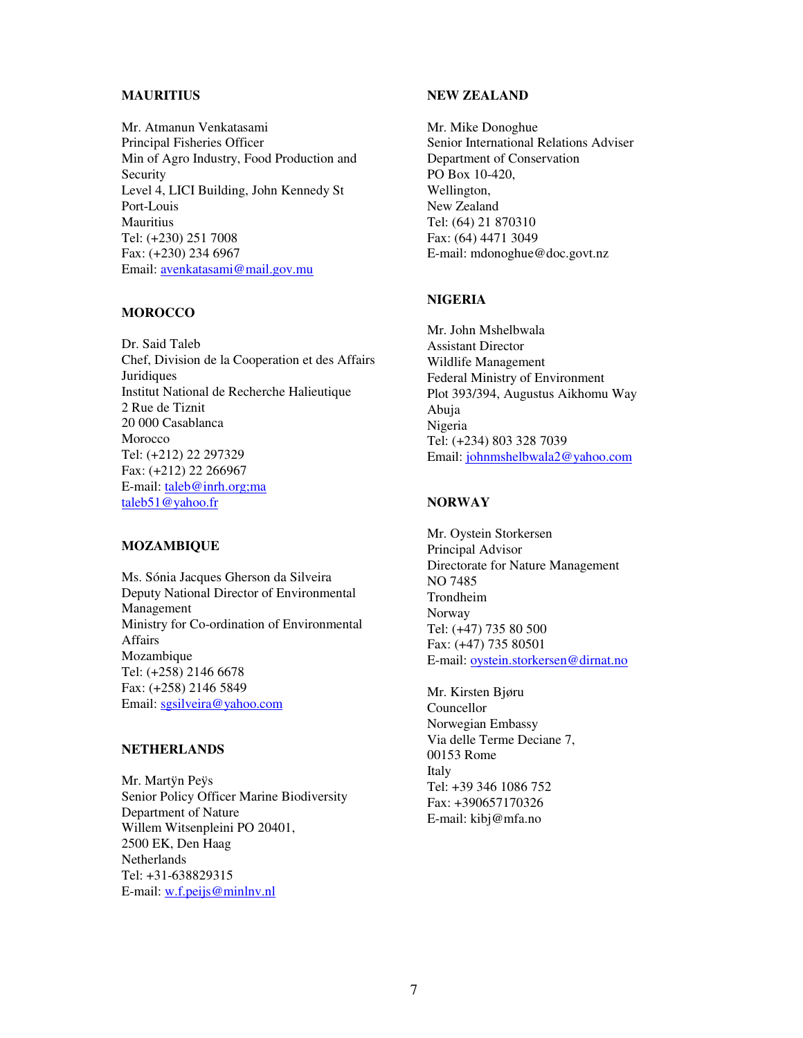**MAURITIUS**

Mr. Atmanun Venkatasami
Principal Fisheries Officer
Min of Agro Industry, Food Production and Security
Level 4, LICI Building, John Kennedy St
Port-Louis
Mauritius
Tel: (+230) 251 7008
Fax: (+230) 234 6967
Email: avenkatasami@mail.gov.mu

**MOROCCO**

Dr. Said Taleb
Chef, Division de la Cooperation et des Affairs Juridiques
Institut National de Recherche Halieutique
2 Rue de Tiznit
20 000 Casablanca
Morocco
Tel: (+212) 22 297329
Fax: (+212) 22 266967
E-mail: taleb@inrh.org;ma
taleb51@yahoo.fr

**MOZAMBIQUE**

Ms. Sónia Jacques Gherson da Silveira
Deputy National Director of Environmental Management
Ministry for Co-ordination of Environmental Affairs
Mozambique
Tel: (+258) 2146 6678
Fax: (+258) 2146 5849
Email: sgsilveira@yahoo.com

**NETHERLANDS**

Mr. Martÿn Peÿs
Senior Policy Officer Marine Biodiversity
Department of Nature
Willem Witsenpleini PO 20401,
2500 EK, Den Haag
Netherlands
Tel: +31-638829315
E-mail: w.f.peijs@minlnv.nl

**NEW ZEALAND**

Mr. Mike Donoghue
Senior International Relations Adviser
Department of Conservation
PO Box 10-420,
Wellington,
New Zealand
Tel: (64) 21 870310
Fax: (64) 4471 3049
E-mail: mdonoghue@doc.govt.nz

**NIGERIA**

Mr. John Mshelbwala
Assistant Director
Wildlife Management
Federal Ministry of Environment
Plot 393/394, Augustus Aikhomu Way
Abuja
Nigeria
Tel: (+234) 803 328 7039
Email: johnmshelbwala2@yahoo.com

**NORWAY**

Mr. Oystein Storkersen
Principal Advisor
Directorate for Nature Management
NO 7485
Trondheim
Norway
Tel: (+47) 735 80 500
Fax: (+47) 735 80501
E-mail: oystein.storkersen@dirnat.no

Mr. Kirsten Bjøru
Councellor
Norwegian Embassy
Via delle Terme Deciane 7,
00153 Rome
Italy
Tel: +39 346 1086 752
Fax: +390657170326
E-mail: kibj@mfa.no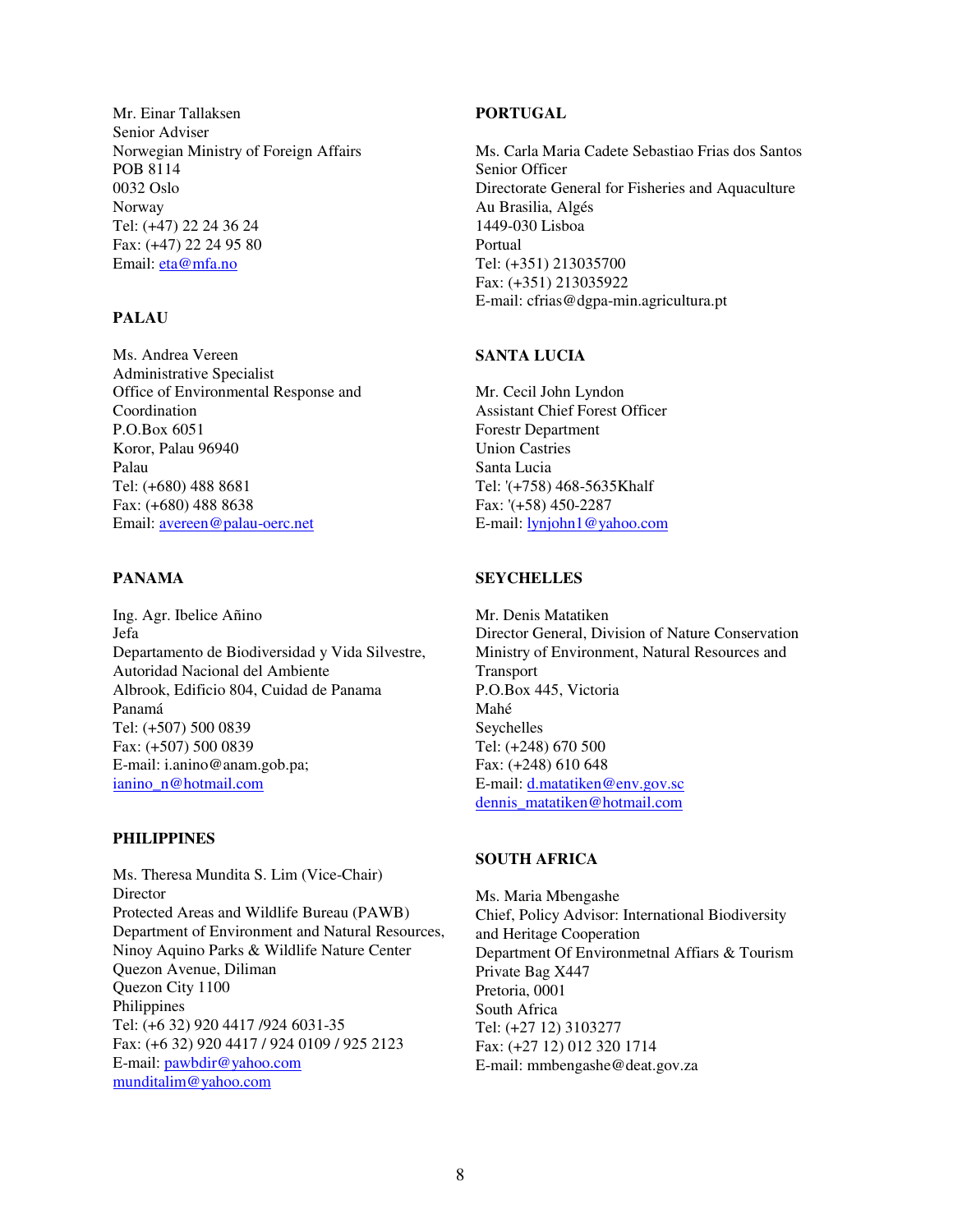Mr. Einar Tallaksen
Senior Adviser
Norwegian Ministry of Foreign Affairs
POB 8114
0032 Oslo
Norway
Tel: (+47) 22 24 36 24
Fax: (+47) 22 24 95 80
Email: eta@mfa.no

**PALAU**

Ms. Andrea Vereen
Administrative Specialist
Office of Environmental Response and Coordination
P.O.Box 6051
Koror, Palau 96940
Palau
Tel: (+680) 488 8681
Fax: (+680) 488 8638
Email: avereen@palau-oerc.net

**PANAMA**

Ing. Agr. Ibelice Añino
Jefa
Departamento de Biodiversidad y Vida Silvestre,
Autoridad Nacional del Ambiente
Albrook, Edificio 804, Cuidad de Panama
Panamá
Tel: (+507) 500 0839
Fax: (+507) 500 0839
E-mail: i.anino@anam.gob.pa;
ianino_n@hotmail.com

**PHILIPPINES**

Ms. Theresa Mundita S. Lim (Vice-Chair)
Director
Protected Areas and Wildlife Bureau (PAWB)
Department of Environment and Natural Resources,
Ninoy Aquino Parks & Wildlife Nature Center
Quezon Avenue, Diliman
Quezon City 1100
Philippines
Tel: (+6 32) 920 4417 /924 6031-35
Fax: (+6 32) 920 4417 / 924 0109 / 925 2123
E-mail: pawbdir@yahoo.com
munditalim@yahoo.com

**PORTUGAL**

Ms. Carla Maria Cadete Sebastiao Frias dos Santos
Senior Officer
Directorate General for Fisheries and Aquaculture
Au Brasilia, Algés
1449-030 Lisboa
Portual
Tel: (+351) 213035700
Fax: (+351) 213035922
E-mail: cfrias@dgpa-min.agricultura.pt

**SANTA LUCIA**

Mr. Cecil John Lyndon
Assistant Chief Forest Officer
Forestr Department
Union Castries
Santa Lucia
Tel: '(+758) 468-5635Khalf
Fax: '(+58) 450-2287
E-mail: lynjohn1@yahoo.com

**SEYCHELLES**

Mr. Denis Matatiken
Director General, Division of Nature Conservation
Ministry of Environment, Natural Resources and Transport
P.O.Box 445, Victoria
Mahé
Seychelles
Tel: (+248) 670 500
Fax: (+248) 610 648
E-mail: d.matatiken@env.gov.sc
dennis_matatiken@hotmail.com

**SOUTH AFRICA**

Ms. Maria Mbengashe
Chief, Policy Advisor: International Biodiversity and Heritage Cooperation
Department Of Environmetnal Affiars & Tourism
Private Bag X447
Pretoria, 0001
South Africa
Tel: (+27 12) 3103277
Fax: (+27 12) 012 320 1714
E-mail: mmbengashe@deat.gov.za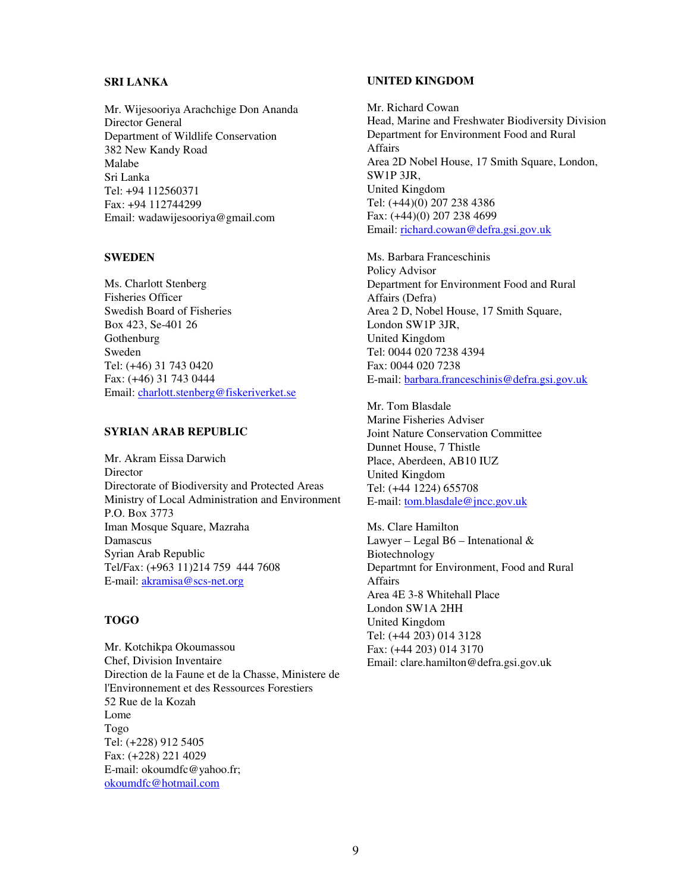**SRI LANKA**

Mr. Wijesooriya Arachchige Don Ananda
Director General
Department of Wildlife Conservation
382 New Kandy Road
Malabe
Sri Lanka
Tel: +94 112560371
Fax: +94 112744299
Email: wadawijesooriya@gmail.com

**SWEDEN**

Ms. Charlott Stenberg
Fisheries Officer
Swedish Board of Fisheries
Box 423, Se-401 26
Gothenburg
Sweden
Tel: (+46) 31 743 0420
Fax: (+46) 31 743 0444
Email: charlott.stenberg@fiskeriverket.se

**SYRIAN ARAB REPUBLIC**

Mr. Akram Eissa Darwich
Director
Directorate of Biodiversity and Protected Areas
Ministry of Local Administration and Environment
P.O. Box 3773
Iman Mosque Square, Mazraha
Damascus
Syrian Arab Republic
Tel/Fax: (+963 11)214 759  444 7608
E-mail: akramisa@scs-net.org

**TOGO**

Mr. Kotchikpa Okoumassou
Chef, Division Inventaire
Direction de la Faune et de la Chasse, Ministere de l'Environnement et des Ressources Forestiers
52 Rue de la Kozah
Lome
Togo
Tel: (+228) 912 5405
Fax: (+228) 221 4029
E-mail: okoumdfc@yahoo.fr;
okoumdfc@hotmail.com

**UNITED KINGDOM**

Mr. Richard Cowan
Head, Marine and Freshwater Biodiversity Division
Department for Environment Food and Rural Affairs
Area 2D Nobel House, 17 Smith Square, London, SW1P 3JR,
United Kingdom
Tel: (+44)(0) 207 238 4386
Fax: (+44)(0) 207 238 4699
Email: richard.cowan@defra.gsi.gov.uk

Ms. Barbara Franceschinis
Policy Advisor
Department for Environment Food and Rural Affairs (Defra)
Area 2 D, Nobel House, 17 Smith Square,
London SW1P 3JR,
United Kingdom
Tel: 0044 020 7238 4394
Fax: 0044 020 7238
E-mail: barbara.franceschinis@defra.gsi.gov.uk

Mr. Tom Blasdale
Marine Fisheries Adviser
Joint Nature Conservation Committee
Dunnet House, 7 Thistle
Place, Aberdeen, AB10 IUZ
United Kingdom
Tel: (+44 1224) 655708
E-mail: tom.blasdale@jncc.gov.uk

Ms. Clare Hamilton
Lawyer – Legal B6 – Intenational & Biotechnology
Departmnt for Environment, Food and Rural Affairs
Area 4E 3-8 Whitehall Place
London SW1A 2HH
United Kingdom
Tel: (+44 203) 014 3128
Fax: (+44 203) 014 3170
Email: clare.hamilton@defra.gsi.gov.uk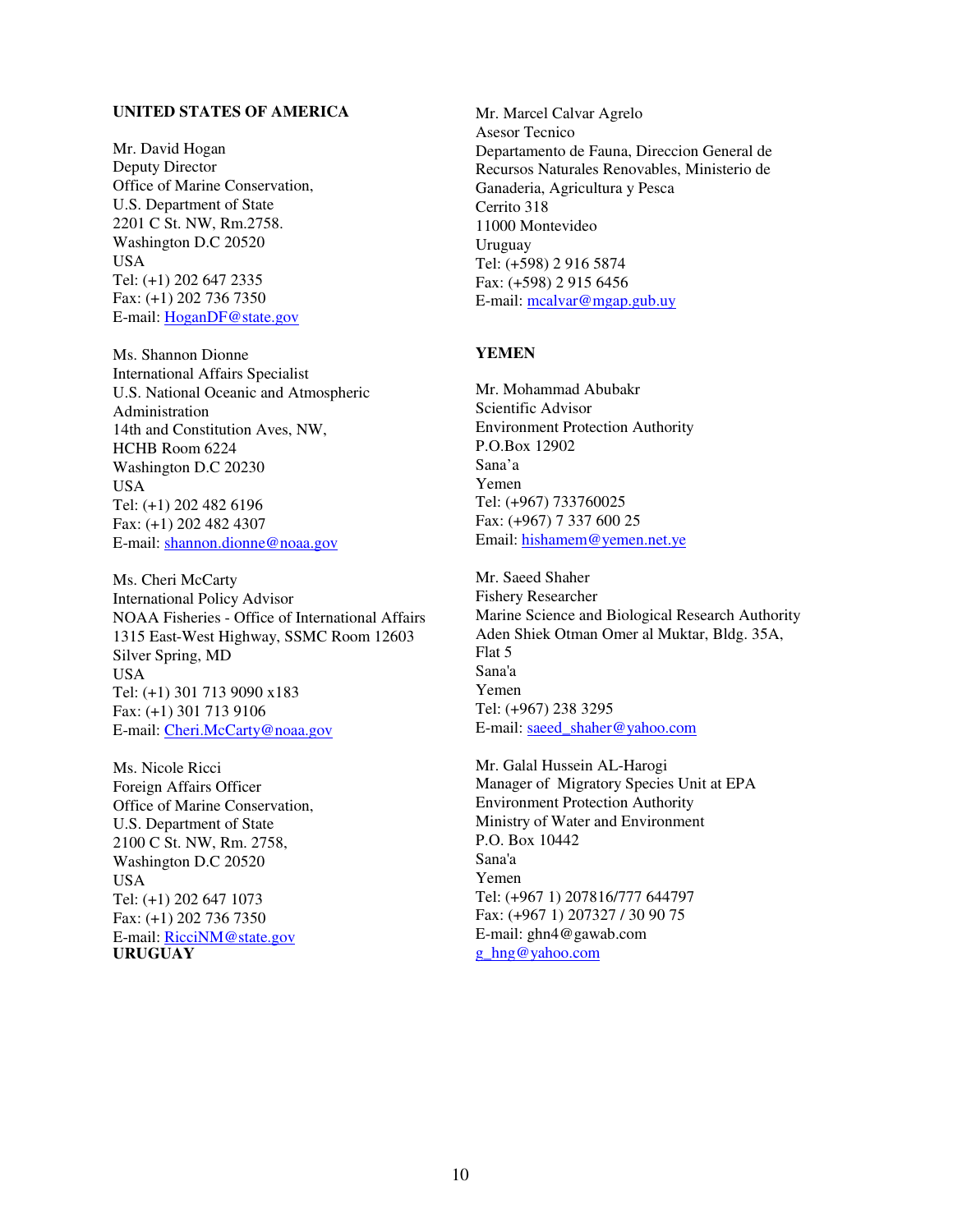**UNITED STATES OF AMERICA**

Mr. David Hogan
Deputy Director
Office of Marine Conservation,
U.S. Department of State
2201 C St. NW, Rm.2758.
Washington D.C 20520
USA
Tel: (+1) 202 647 2335
Fax: (+1) 202 736 7350
E-mail: HoganDF@state.gov

Ms. Shannon Dionne
International Affairs Specialist
U.S. National Oceanic and Atmospheric Administration
14th and Constitution Aves, NW,
HCHB Room 6224
Washington D.C 20230
USA
Tel: (+1) 202 482 6196
Fax: (+1) 202 482 4307
E-mail: shannon.dionne@noaa.gov

Ms. Cheri McCarty
International Policy Advisor
NOAA Fisheries - Office of International Affairs
1315 East-West Highway, SSMC Room 12603
Silver Spring, MD
USA
Tel: (+1) 301 713 9090 x183
Fax: (+1) 301 713 9106
E-mail: Cheri.McCarty@noaa.gov

Ms. Nicole Ricci
Foreign Affairs Officer
Office of Marine Conservation,
U.S. Department of State
2100 C St. NW, Rm. 2758,
Washington D.C 20520
USA
Tel: (+1) 202 647 1073
Fax: (+1) 202 736 7350
E-mail: RicciNM@state.gov

**URUGUAY**

Mr. Marcel Calvar Agrelo
Asesor Tecnico
Departamento de Fauna, Direccion General de Recursos Naturales Renovables, Ministerio de Ganaderia, Agricultura y Pesca
Cerrito 318
11000 Montevideo
Uruguay
Tel: (+598) 2 916 5874
Fax: (+598) 2 915 6456
E-mail: mcalvar@mgap.gub.uy

**YEMEN**

Mr. Mohammad Abubakr
Scientific Advisor
Environment Protection Authority
P.O.Box 12902
Sana'a
Yemen
Tel: (+967) 733760025
Fax: (+967) 7 337 600 25
Email: hishamem@yemen.net.ye

Mr. Saeed Shaher
Fishery Researcher
Marine Science and Biological Research Authority
Aden Shiek Otman Omer al Muktar, Bldg. 35A, Flat 5
Sana'a
Yemen
Tel: (+967) 238 3295
E-mail: saeed_shaher@yahoo.com

Mr. Galal Hussein AL-Harogi
Manager of Migratory Species Unit at EPA
Environment Protection Authority
Ministry of Water and Environment
P.O. Box 10442
Sana'a
Yemen
Tel: (+967 1) 207816/777 644797
Fax: (+967 1) 207327 / 30 90 75
E-mail: ghn4@gawab.com
g_hng@yahoo.com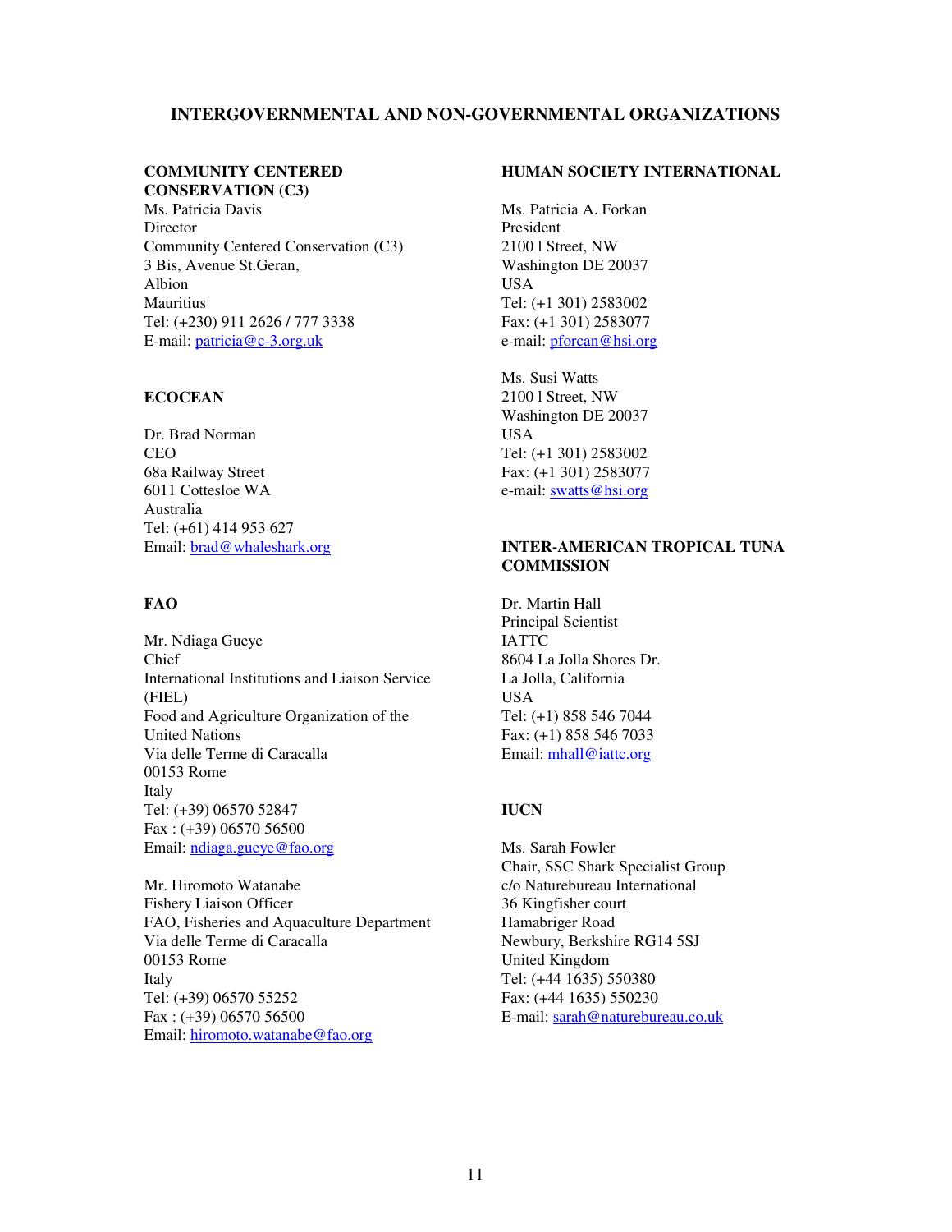## INTERGOVERNMENTAL AND NON-GOVERNMENTAL ORGANIZATIONS

**COMMUNITY CENTERED CONSERVATION (C3)**

Ms. Patricia Davis
Director
Community Centered Conservation (C3)
3 Bis, Avenue St.Geran,
Albion
Mauritius
Tel: (+230) 911 2626 / 777 3338
E-mail: patricia@c-3.org.uk

**ECOCEAN**

Dr. Brad Norman
CEO
68a Railway Street
6011 Cottesloe WA
Australia
Tel: (+61) 414 953 627
Email: brad@whaleshark.org

**FAO**

Mr. Ndiaga Gueye
Chief
International Institutions and Liaison Service (FIEL)
Food and Agriculture Organization of the United Nations
Via delle Terme di Caracalla
00153 Rome
Italy
Tel: (+39) 06570 52847
Fax : (+39) 06570 56500
Email: ndiaga.gueye@fao.org

Mr. Hiromoto Watanabe
Fishery Liaison Officer
FAO, Fisheries and Aquaculture Department
Via delle Terme di Caracalla
00153 Rome
Italy
Tel: (+39) 06570 55252
Fax : (+39) 06570 56500
Email: hiromoto.watanabe@fao.org

**HUMAN SOCIETY INTERNATIONAL**

Ms. Patricia A. Forkan
President
2100 l Street, NW
Washington DE 20037
USA
Tel: (+1 301) 2583002
Fax: (+1 301) 2583077
e-mail: pforcan@hsi.org

Ms. Susi Watts
2100 l Street, NW
Washington DE 20037
USA
Tel: (+1 301) 2583002
Fax: (+1 301) 2583077
e-mail: swatts@hsi.org

**INTER-AMERICAN TROPICAL TUNA COMMISSION**

Dr. Martin Hall
Principal Scientist
IATTC
8604 La Jolla Shores Dr.
La Jolla, California
USA
Tel: (+1) 858 546 7044
Fax: (+1) 858 546 7033
Email: mhall@iattc.org

**IUCN**

Ms. Sarah Fowler
Chair, SSC Shark Specialist Group
c/o Naturebureau International
36 Kingfisher court
Hamabriger Road
Newbury, Berkshire RG14 5SJ
United Kingdom
Tel: (+44 1635) 550380
Fax: (+44 1635) 550230
E-mail: sarah@naturebureau.co.uk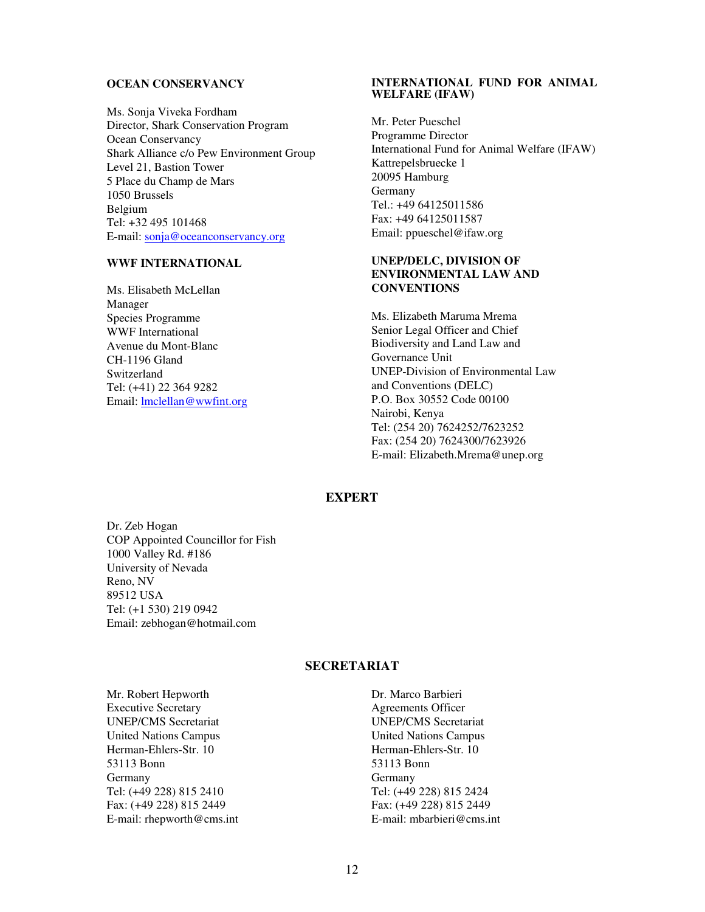**OCEAN CONSERVANCY**

Ms. Sonja Viveka Fordham
Director, Shark Conservation Program
Ocean Conservancy
Shark Alliance c/o Pew Environment Group
Level 21, Bastion Tower
5 Place du Champ de Mars
1050 Brussels
Belgium
Tel: +32 495 101468
E-mail: sonja@oceanconservancy.org

**WWF INTERNATIONAL**

Ms. Elisabeth McLellan
Manager
Species Programme
WWF International
Avenue du Mont-Blanc
CH-1196 Gland
Switzerland
Tel: (+41) 22 364 9282
Email: lmclellan@wwfint.org

**INTERNATIONAL FUND FOR ANIMAL WELFARE (IFAW)**

Mr. Peter Pueschel
Programme Director
International Fund for Animal Welfare (IFAW)
Kattrepelsbruecke 1
20095 Hamburg
Germany
Tel.: +49 64125011586
Fax: +49 64125011587
Email: ppueschel@ifaw.org

**UNEP/DELC, DIVISION OF ENVIRONMENTAL LAW AND CONVENTIONS**

Ms. Elizabeth Maruma Mrema
Senior Legal Officer and Chief
Biodiversity and Land Law and
Governance Unit
UNEP-Division of Environmental Law
and Conventions (DELC)
P.O. Box 30552 Code 00100
Nairobi, Kenya
Tel: (254 20) 7624252/7623252
Fax: (254 20) 7624300/7623926
E-mail: Elizabeth.Mrema@unep.org

## EXPERT

Dr. Zeb Hogan
COP Appointed Councillor for Fish
1000 Valley Rd. #186
University of Nevada
Reno, NV
89512 USA
Tel: (+1 530) 219 0942
Email: zebhogan@hotmail.com

## SECRETARIAT

Mr. Robert Hepworth
Executive Secretary
UNEP/CMS Secretariat
United Nations Campus
Herman-Ehlers-Str. 10
53113 Bonn
Germany
Tel: (+49 228) 815 2410
Fax: (+49 228) 815 2449
E-mail: rhepworth@cms.int

Dr. Marco Barbieri
Agreements Officer
UNEP/CMS Secretariat
United Nations Campus
Herman-Ehlers-Str. 10
53113 Bonn
Germany
Tel: (+49 228) 815 2424
Fax: (+49 228) 815 2449
E-mail: mbarbieri@cms.int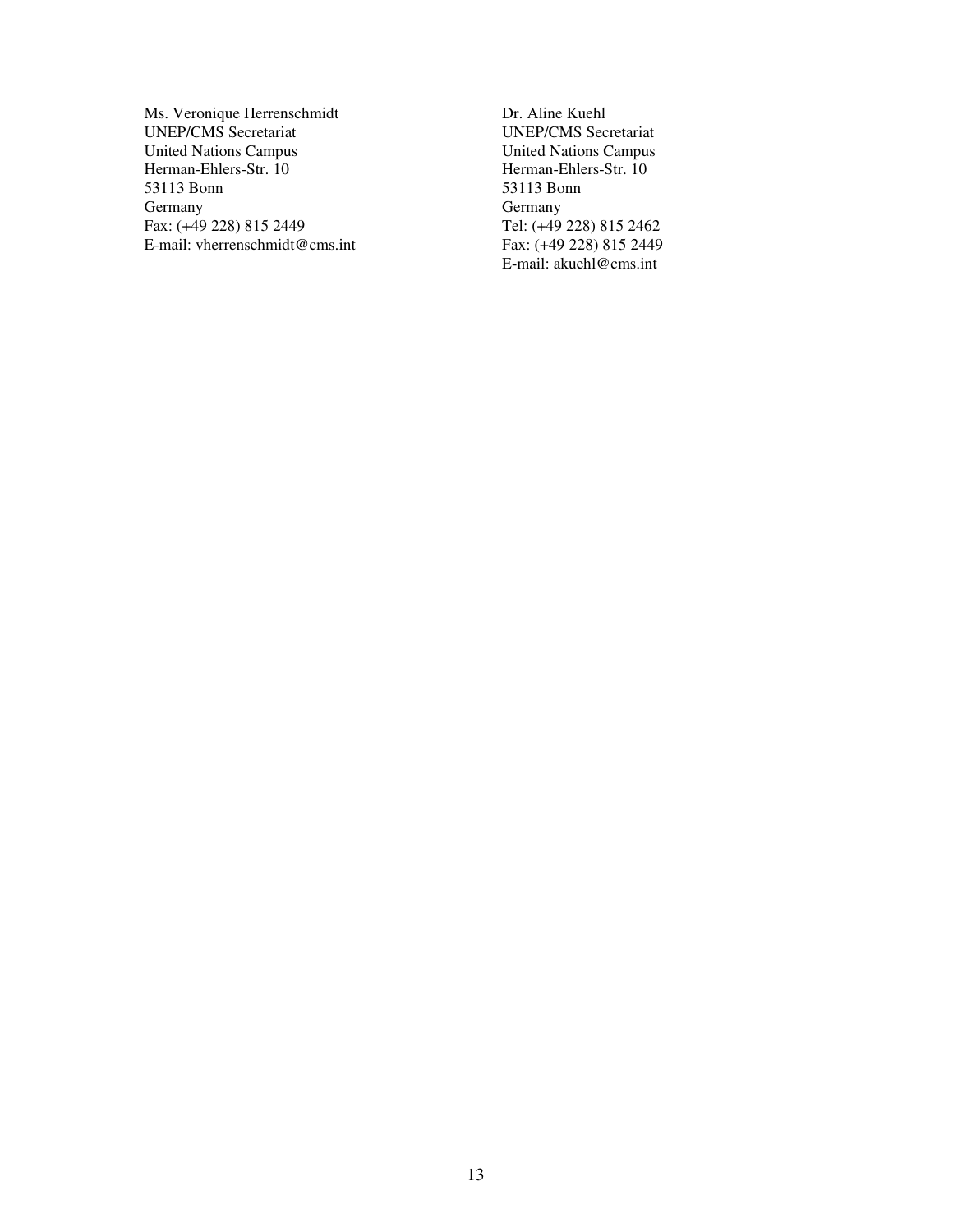Ms. Veronique Herrenschmidt
UNEP/CMS Secretariat
United Nations Campus
Herman-Ehlers-Str. 10
53113 Bonn
Germany
Fax: (+49 228) 815 2449
E-mail: vherrenschmidt@cms.int

Dr. Aline Kuehl
UNEP/CMS Secretariat
United Nations Campus
Herman-Ehlers-Str. 10
53113 Bonn
Germany
Tel: (+49 228) 815 2462
Fax: (+49 228) 815 2449
E-mail: akuehl@cms.int